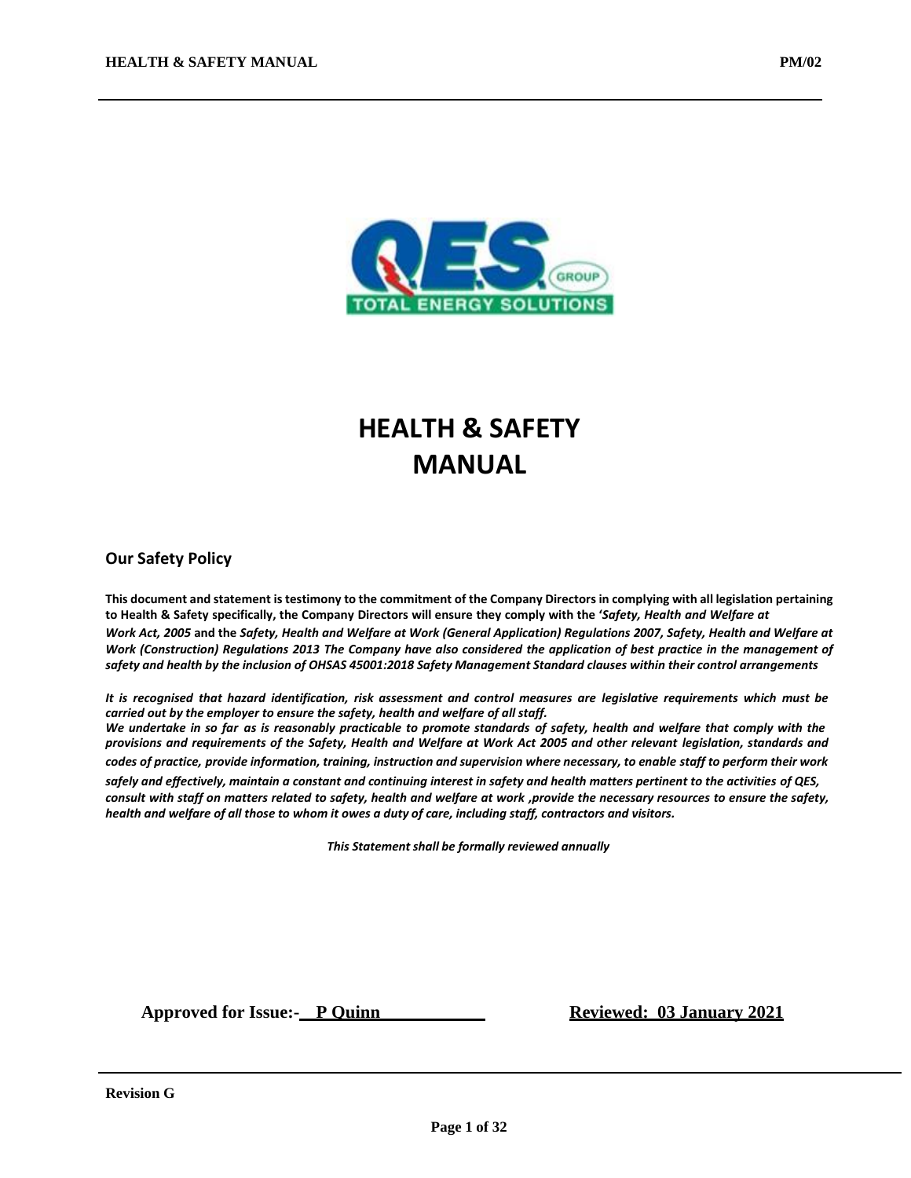# HEALTH & SAFETY MANUAL

## Our Safety Policy

**This document and statement is testimony to the commitment of the Company Directors in complying with all legislation pertaining to Health & Safety specifically, the Company Directors will ensure they comply with the '*Safety, Health and Welfare at Work Act, 2005* and the *Safety, Health and Welfare at Work (General Application) Regulations 2007, Safety, Health and Welfare at Work (Construction) Regulations 2013 The Company have also considered the application of best practice in the management of safety and health by the inclusion of OHSAS 45001:2018 Safety Management Standard clauses within their control arrangements***

***It is recognised that hazard identification, risk assessment and control measures are legislative requirements which must be carried out by the employer to ensure the safety, health and welfare of all staff.***

***We undertake in so far as is reasonably practicable to promote standards of safety, health and welfare that comply with the provisions and requirements of the Safety, Health and Welfare at Work Act 2005 and other relevant legislation, standards and codes of practice, provide information, training, instruction and supervision where necessary, to enable staff to perform their work safely and effectively, maintain a constant and continuing interest in safety and health matters pertinent to the activities of QES, consult with staff on matters related to safety, health and welfare at work ,provide the necessary resources to ensure the safety, health and welfare of all those to whom it owes a duty of care, including staff, contractors and visitors.***

***This Statement shall be formally reviewed annually***

**Approved for Issue:- P Quinn** **Reviewed: 03 January 2021**

**Revision G**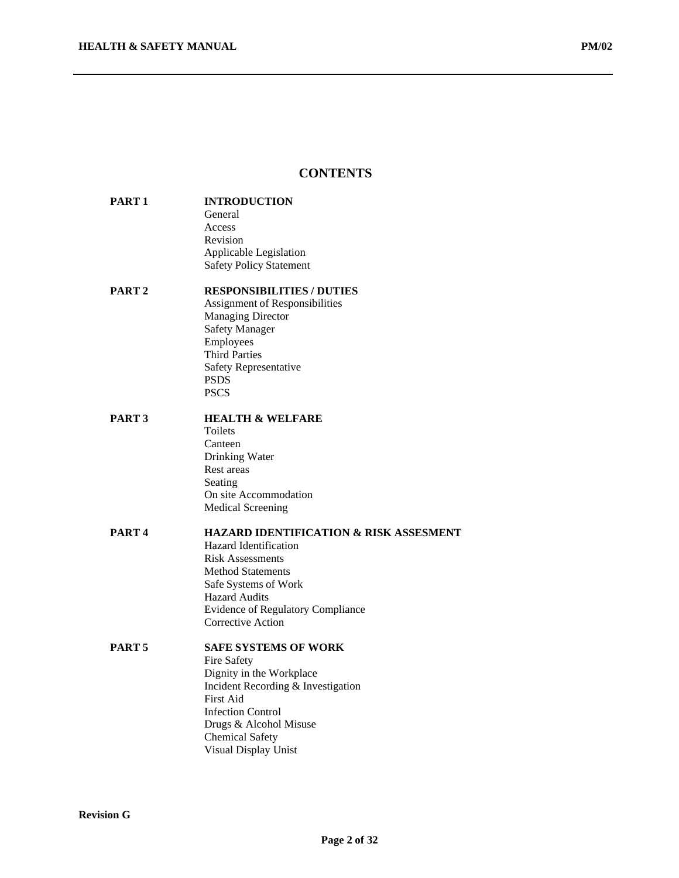# CONTENTS

**PART 1** **INTRODUCTION**
- General
- Access
- Revision
- Applicable Legislation
- Safety Policy Statement

**PART 2** **RESPONSIBILITIES / DUTIES**
- Assignment of Responsibilities
- Managing Director
- Safety Manager
- Employees
- Third Parties
- Safety Representative
- PSDS
- PSCS

**PART 3** **HEALTH & WELFARE**
- Toilets
- Canteen
- Drinking Water
- Rest areas
- Seating
- On site Accommodation
- Medical Screening

**PART 4** **HAZARD IDENTIFICATION & RISK ASSESMENT**
- Hazard Identification
- Risk Assessments
- Method Statements
- Safe Systems of Work
- Hazard Audits
- Evidence of Regulatory Compliance
- Corrective Action

**PART 5** **SAFE SYSTEMS OF WORK**
- Fire Safety
- Dignity in the Workplace
- Incident Recording & Investigation
- First Aid
- Infection Control
- Drugs & Alcohol Misuse
- Chemical Safety
- Visual Display Unist

**Revision G**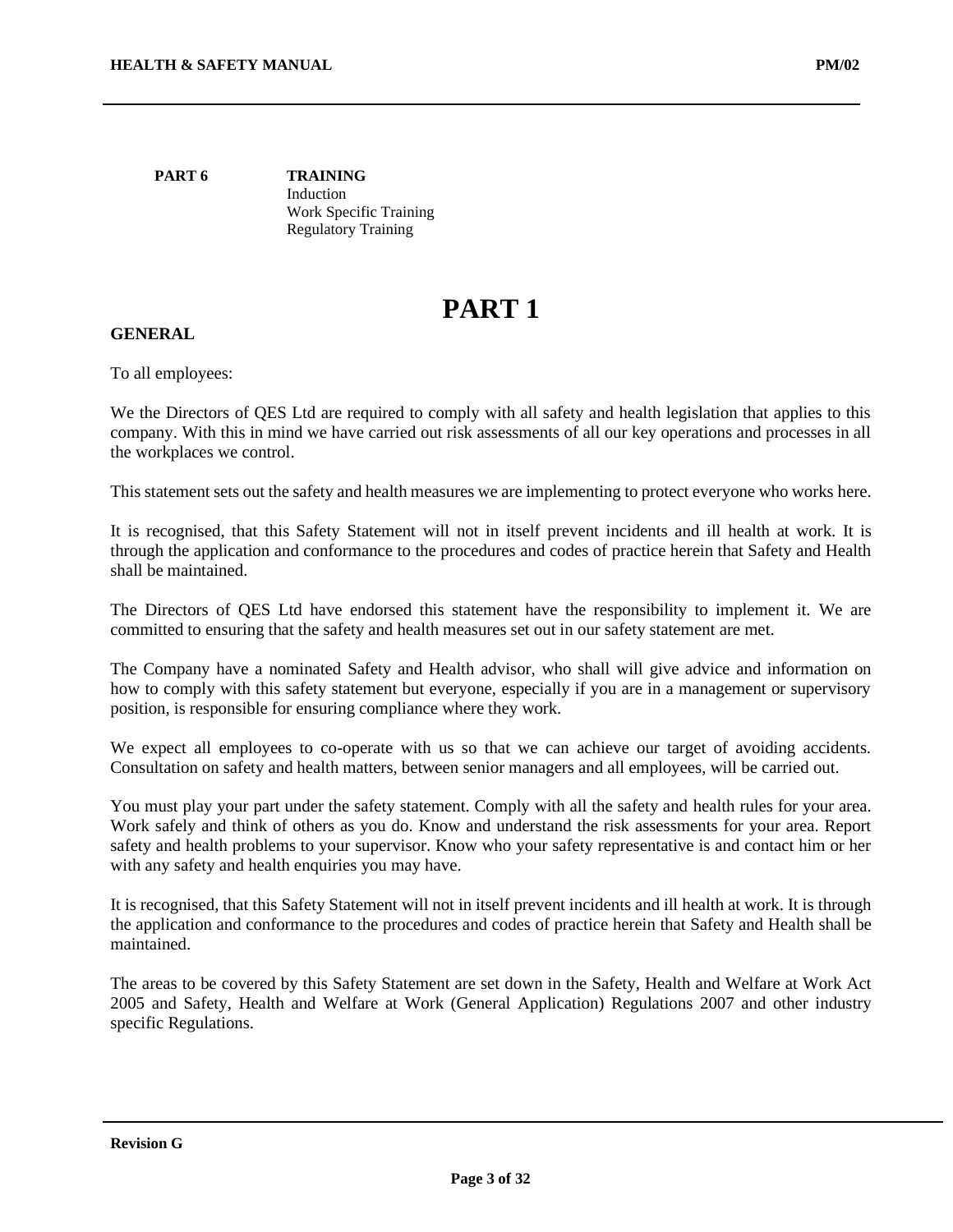**PART 6** **TRAINING**

Induction
Work Specific Training
Regulatory Training

# PART 1

**GENERAL**

To all employees:

We the Directors of QES Ltd are required to comply with all safety and health legislation that applies to this company. With this in mind we have carried out risk assessments of all our key operations and processes in all the workplaces we control.

This statement sets out the safety and health measures we are implementing to protect everyone who works here.

It is recognised, that this Safety Statement will not in itself prevent incidents and ill health at work. It is through the application and conformance to the procedures and codes of practice herein that Safety and Health shall be maintained.

The Directors of QES Ltd have endorsed this statement have the responsibility to implement it. We are committed to ensuring that the safety and health measures set out in our safety statement are met.

The Company have a nominated Safety and Health advisor, who shall will give advice and information on how to comply with this safety statement but everyone, especially if you are in a management or supervisory position, is responsible for ensuring compliance where they work.

We expect all employees to co-operate with us so that we can achieve our target of avoiding accidents. Consultation on safety and health matters, between senior managers and all employees, will be carried out.

You must play your part under the safety statement. Comply with all the safety and health rules for your area. Work safely and think of others as you do. Know and understand the risk assessments for your area. Report safety and health problems to your supervisor. Know who your safety representative is and contact him or her with any safety and health enquiries you may have.

It is recognised, that this Safety Statement will not in itself prevent incidents and ill health at work. It is through the application and conformance to the procedures and codes of practice herein that Safety and Health shall be maintained.

The areas to be covered by this Safety Statement are set down in the Safety, Health and Welfare at Work Act 2005 and Safety, Health and Welfare at Work (General Application) Regulations 2007 and other industry specific Regulations.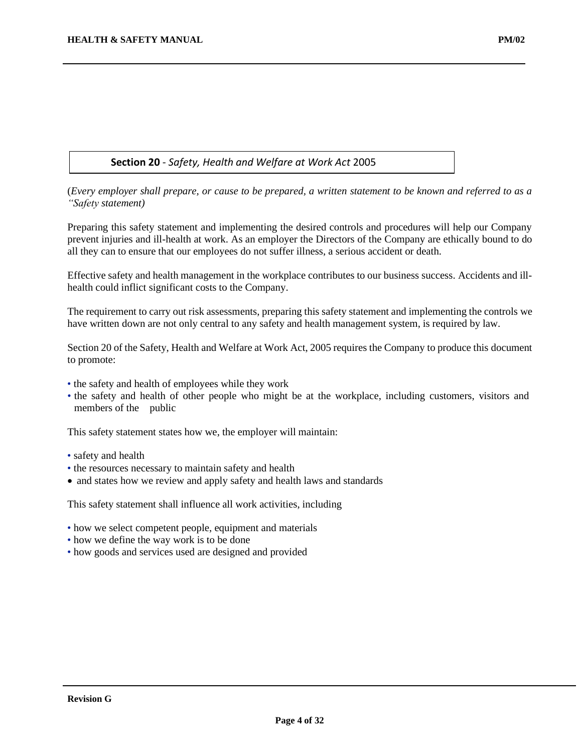## **Section 20** - *Safety, Health and Welfare at Work Act* 2005

(*Every employer shall prepare, or cause to be prepared, a written statement to be known and referred to as a "Safety statement)*

Preparing this safety statement and implementing the desired controls and procedures will help our Company prevent injuries and ill-health at work. As an employer the Directors of the Company are ethically bound to do all they can to ensure that our employees do not suffer illness, a serious accident or death.

Effective safety and health management in the workplace contributes to our business success. Accidents and ill-health could inflict significant costs to the Company.

The requirement to carry out risk assessments, preparing this safety statement and implementing the controls we have written down are not only central to any safety and health management system, is required by law.

Section 20 of the Safety, Health and Welfare at Work Act, 2005 requires the Company to produce this document to promote:

- the safety and health of employees while they work
- the safety and health of other people who might be at the workplace, including customers, visitors and members of the public

This safety statement states how we, the employer will maintain:

- safety and health
- the resources necessary to maintain safety and health
- and states how we review and apply safety and health laws and standards

This safety statement shall influence all work activities, including

- how we select competent people, equipment and materials
- how we define the way work is to be done
- how goods and services used are designed and provided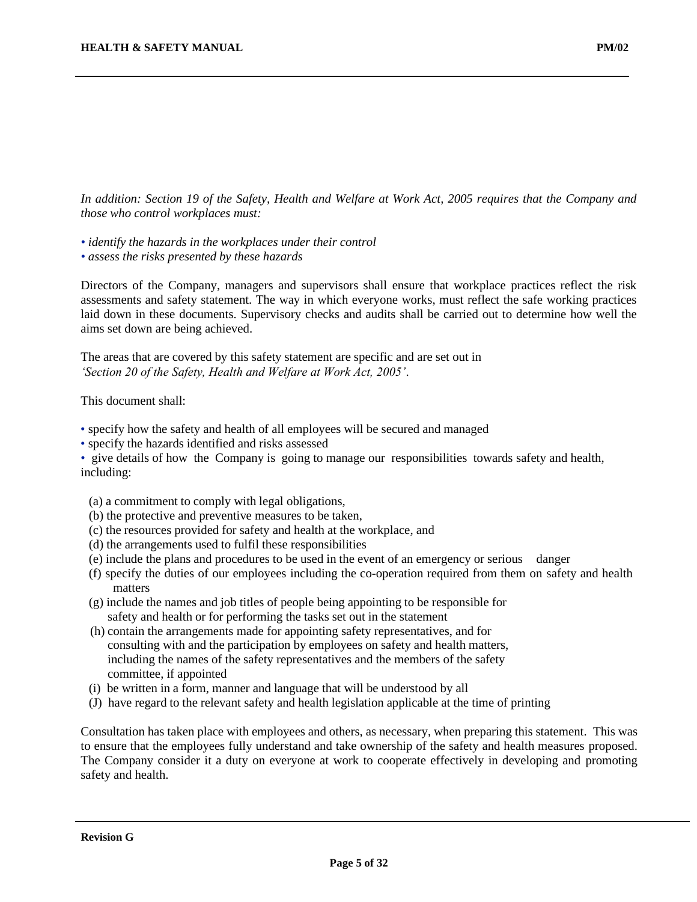*In addition: Section 19 of the Safety, Health and Welfare at Work Act, 2005 requires that the Company and those who control workplaces must:*

- *identify the hazards in the workplaces under their control*
- *assess the risks presented by these hazards*

Directors of the Company, managers and supervisors shall ensure that workplace practices reflect the risk assessments and safety statement. The way in which everyone works, must reflect the safe working practices laid down in these documents. Supervisory checks and audits shall be carried out to determine how well the aims set down are being achieved.

The areas that are covered by this safety statement are specific and are set out in *'Section 20 of the Safety, Health and Welfare at Work Act, 2005'*.

This document shall:

- specify how the safety and health of all employees will be secured and managed
- specify the hazards identified and risks assessed
- give details of how the Company is going to manage our responsibilities towards safety and health, including:

(a) a commitment to comply with legal obligations,
(b) the protective and preventive measures to be taken,
(c) the resources provided for safety and health at the workplace, and
(d) the arrangements used to fulfil these responsibilities
(e) include the plans and procedures to be used in the event of an emergency or serious danger
(f) specify the duties of our employees including the co-operation required from them on safety and health matters
(g) include the names and job titles of people being appointing to be responsible for safety and health or for performing the tasks set out in the statement
(h) contain the arrangements made for appointing safety representatives, and for consulting with and the participation by employees on safety and health matters, including the names of the safety representatives and the members of the safety committee, if appointed
(i) be written in a form, manner and language that will be understood by all
(J) have regard to the relevant safety and health legislation applicable at the time of printing

Consultation has taken place with employees and others, as necessary, when preparing this statement. This was to ensure that the employees fully understand and take ownership of the safety and health measures proposed. The Company consider it a duty on everyone at work to cooperate effectively in developing and promoting safety and health.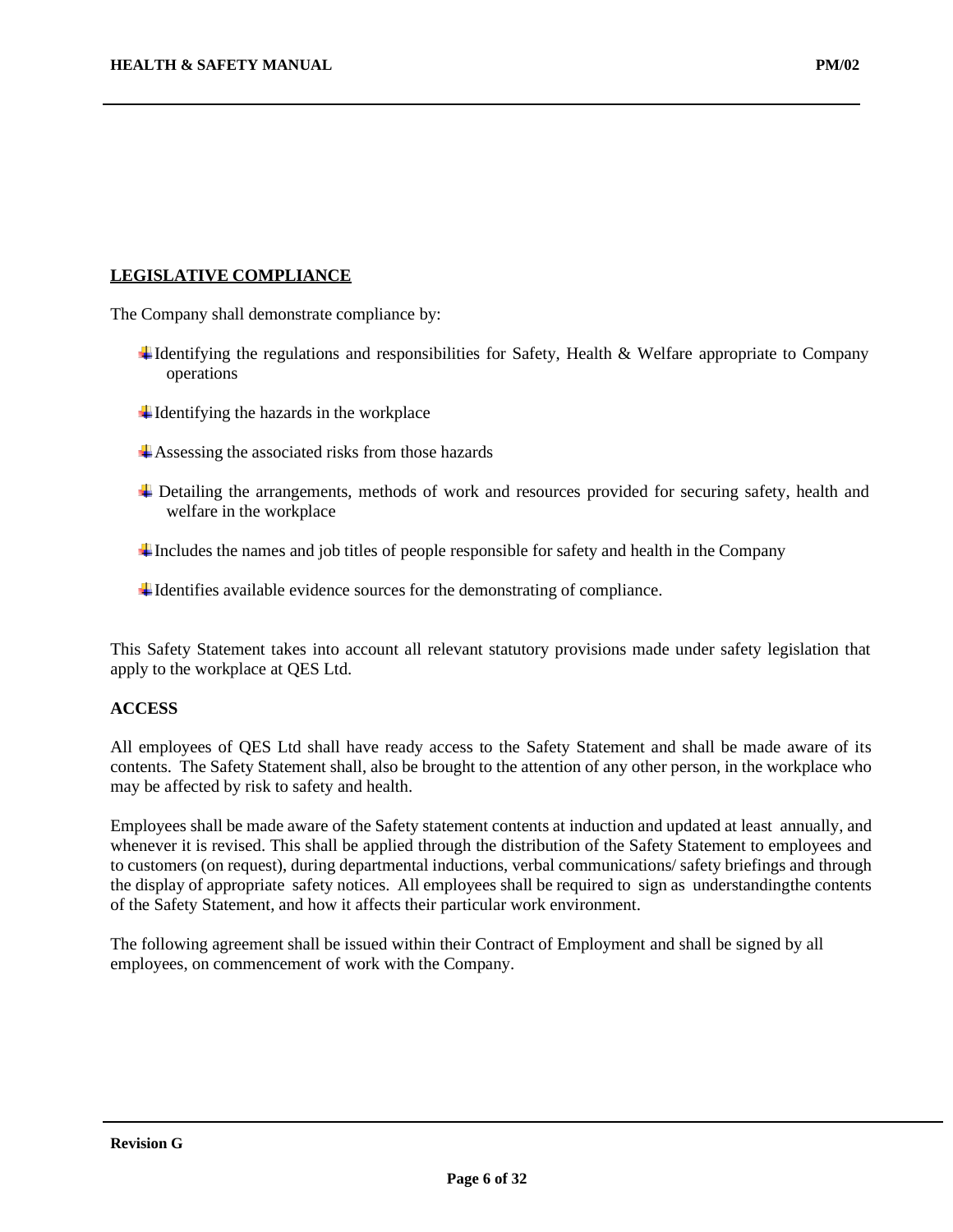## LEGISLATIVE COMPLIANCE

The Company shall demonstrate compliance by:

- Identifying the regulations and responsibilities for Safety, Health & Welfare appropriate to Company operations
- Identifying the hazards in the workplace
- Assessing the associated risks from those hazards
- Detailing the arrangements, methods of work and resources provided for securing safety, health and welfare in the workplace
- Includes the names and job titles of people responsible for safety and health in the Company
- Identifies available evidence sources for the demonstrating of compliance.

This Safety Statement takes into account all relevant statutory provisions made under safety legislation that apply to the workplace at QES Ltd.

### ACCESS

All employees of QES Ltd shall have ready access to the Safety Statement and shall be made aware of its contents. The Safety Statement shall, also be brought to the attention of any other person, in the workplace who may be affected by risk to safety and health.

Employees shall be made aware of the Safety statement contents at induction and updated at least annually, and whenever it is revised. This shall be applied through the distribution of the Safety Statement to employees and to customers (on request), during departmental inductions, verbal communications/ safety briefings and through the display of appropriate safety notices. All employees shall be required to sign as understandingthe contents of the Safety Statement, and how it affects their particular work environment.

The following agreement shall be issued within their Contract of Employment and shall be signed by all employees, on commencement of work with the Company.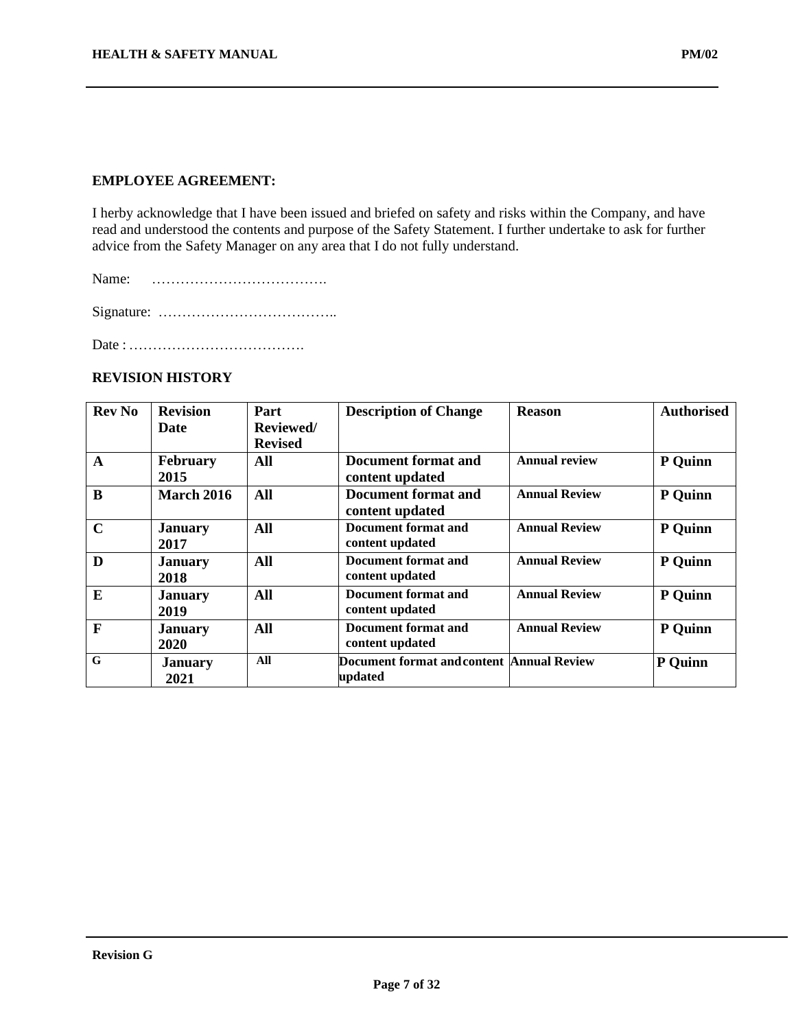**EMPLOYEE AGREEMENT:**

I herby acknowledge that I have been issued and briefed on safety and risks within the Company, and have read and understood the contents and purpose of the Safety Statement. I further undertake to ask for further advice from the Safety Manager on any area that I do not fully understand.

Name: ……………………………….

Signature: ………………………………..

Date : ……………………………….

**REVISION HISTORY**

| Rev No | Revision Date | Part Reviewed/ Revised | Description of Change | Reason | Authorised |
|---|---|---|---|---|---|
| A | February 2015 | All | Document format and content updated | Annual review | P Quinn |
| B | March 2016 | All | Document format and content updated | Annual Review | P Quinn |
| C | January 2017 | All | Document format and content updated | Annual Review | P Quinn |
| D | January 2018 | All | Document format and content updated | Annual Review | P Quinn |
| E | January 2019 | All | Document format and content updated | Annual Review | P Quinn |
| F | January 2020 | All | Document format and content updated | Annual Review | P Quinn |
| G | January 2021 | All | Document format and content updated | Annual Review | P Quinn |

Revision G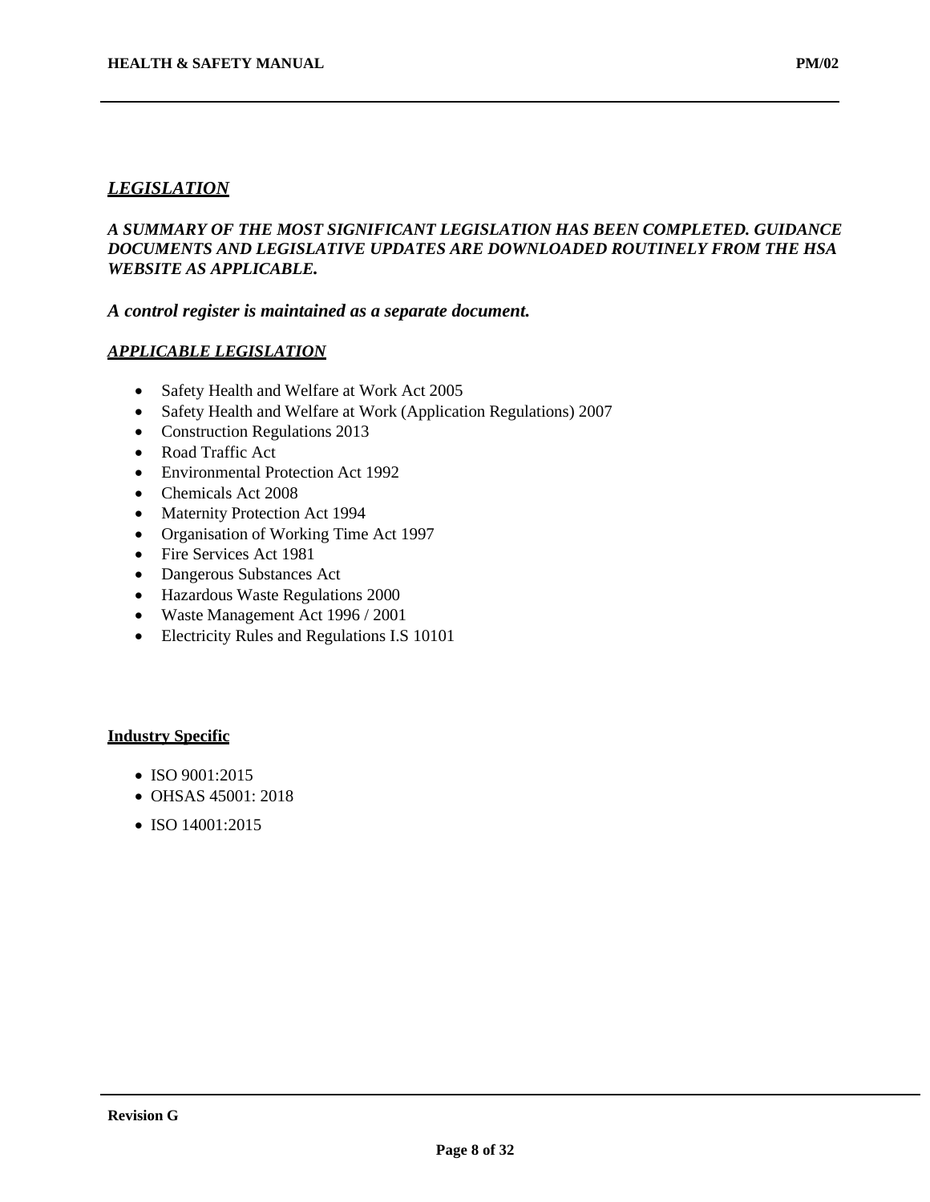## ***LEGISLATION***

***A SUMMARY OF THE MOST SIGNIFICANT LEGISLATION HAS BEEN COMPLETED. GUIDANCE DOCUMENTS AND LEGISLATIVE UPDATES ARE DOWNLOADED ROUTINELY FROM THE HSA WEBSITE AS APPLICABLE.***

***A control register is maintained as a separate document.***

### ***APPLICABLE LEGISLATION***

- Safety Health and Welfare at Work Act 2005
- Safety Health and Welfare at Work (Application Regulations) 2007
- Construction Regulations 2013
- Road Traffic Act
- Environmental Protection Act 1992
- Chemicals Act 2008
- Maternity Protection Act 1994
- Organisation of Working Time Act 1997
- Fire Services Act 1981
- Dangerous Substances Act
- Hazardous Waste Regulations 2000
- Waste Management Act 1996 / 2001
- Electricity Rules and Regulations I.S 10101

### **Industry Specific**

- ISO 9001:2015
- OHSAS 45001: 2018
- ISO 14001:2015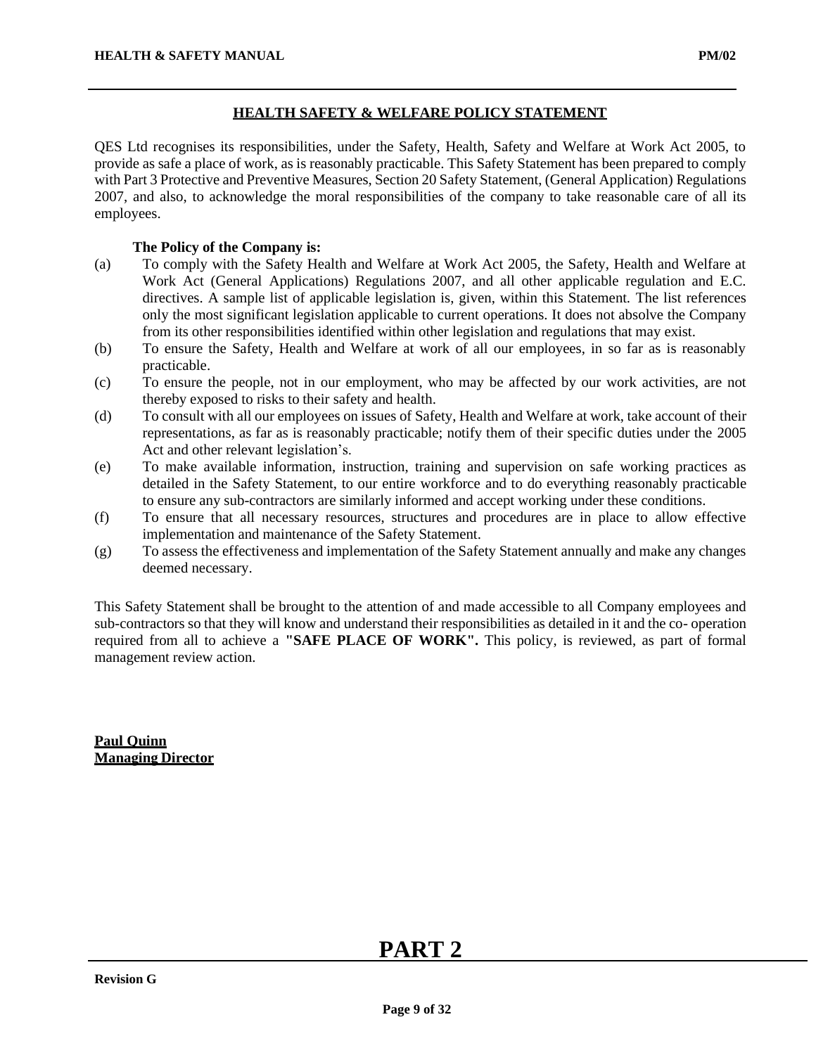## HEALTH SAFETY & WELFARE POLICY STATEMENT

QES Ltd recognises its responsibilities, under the Safety, Health, Safety and Welfare at Work Act 2005, to provide as safe a place of work, as is reasonably practicable. This Safety Statement has been prepared to comply with Part 3 Protective and Preventive Measures, Section 20 Safety Statement, (General Application) Regulations 2007, and also, to acknowledge the moral responsibilities of the company to take reasonable care of all its employees.

**The Policy of the Company is:**

(a) To comply with the Safety Health and Welfare at Work Act 2005, the Safety, Health and Welfare at Work Act (General Applications) Regulations 2007, and all other applicable regulation and E.C. directives. A sample list of applicable legislation is, given, within this Statement. The list references only the most significant legislation applicable to current operations. It does not absolve the Company from its other responsibilities identified within other legislation and regulations that may exist.

(b) To ensure the Safety, Health and Welfare at work of all our employees, in so far as is reasonably practicable.

(c) To ensure the people, not in our employment, who may be affected by our work activities, are not thereby exposed to risks to their safety and health.

(d) To consult with all our employees on issues of Safety, Health and Welfare at work, take account of their representations, as far as is reasonably practicable; notify them of their specific duties under the 2005 Act and other relevant legislation's.

(e) To make available information, instruction, training and supervision on safe working practices as detailed in the Safety Statement, to our entire workforce and to do everything reasonably practicable to ensure any sub-contractors are similarly informed and accept working under these conditions.

(f) To ensure that all necessary resources, structures and procedures are in place to allow effective implementation and maintenance of the Safety Statement.

(g) To assess the effectiveness and implementation of the Safety Statement annually and make any changes deemed necessary.

This Safety Statement shall be brought to the attention of and made accessible to all Company employees and sub-contractors so that they will know and understand their responsibilities as detailed in it and the co- operation required from all to achieve a **"SAFE PLACE OF WORK".** This policy, is reviewed, as part of formal management review action.

**Paul Quinn**
**Managing Director**

# PART 2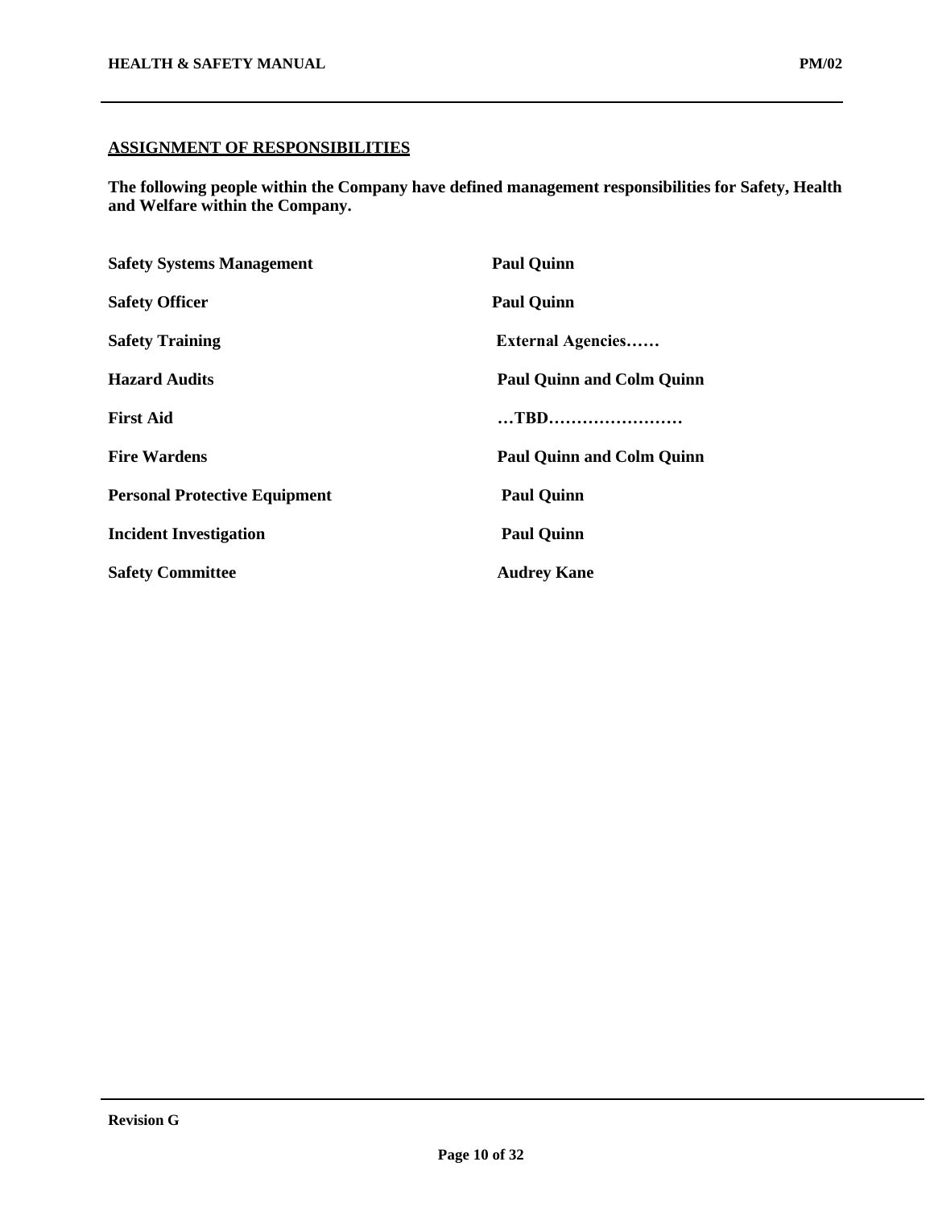## ASSIGNMENT OF RESPONSIBILITIES

**The following people within the Company have defined management responsibilities for Safety, Health and Welfare within the Company.**

| | |
|---|---|
| **Safety Systems Management** | **Paul Quinn** |
| **Safety Officer** | **Paul Quinn** |
| **Safety Training** | **External Agencies……** |
| **Hazard Audits** | **Paul Quinn and Colm Quinn** |
| **First Aid** | **…TBD……………………** |
| **Fire Wardens** | **Paul Quinn and Colm Quinn** |
| **Personal Protective Equipment** | **Paul Quinn** |
| **Incident Investigation** | **Paul Quinn** |
| **Safety Committee** | **Audrey Kane** |

**Revision G**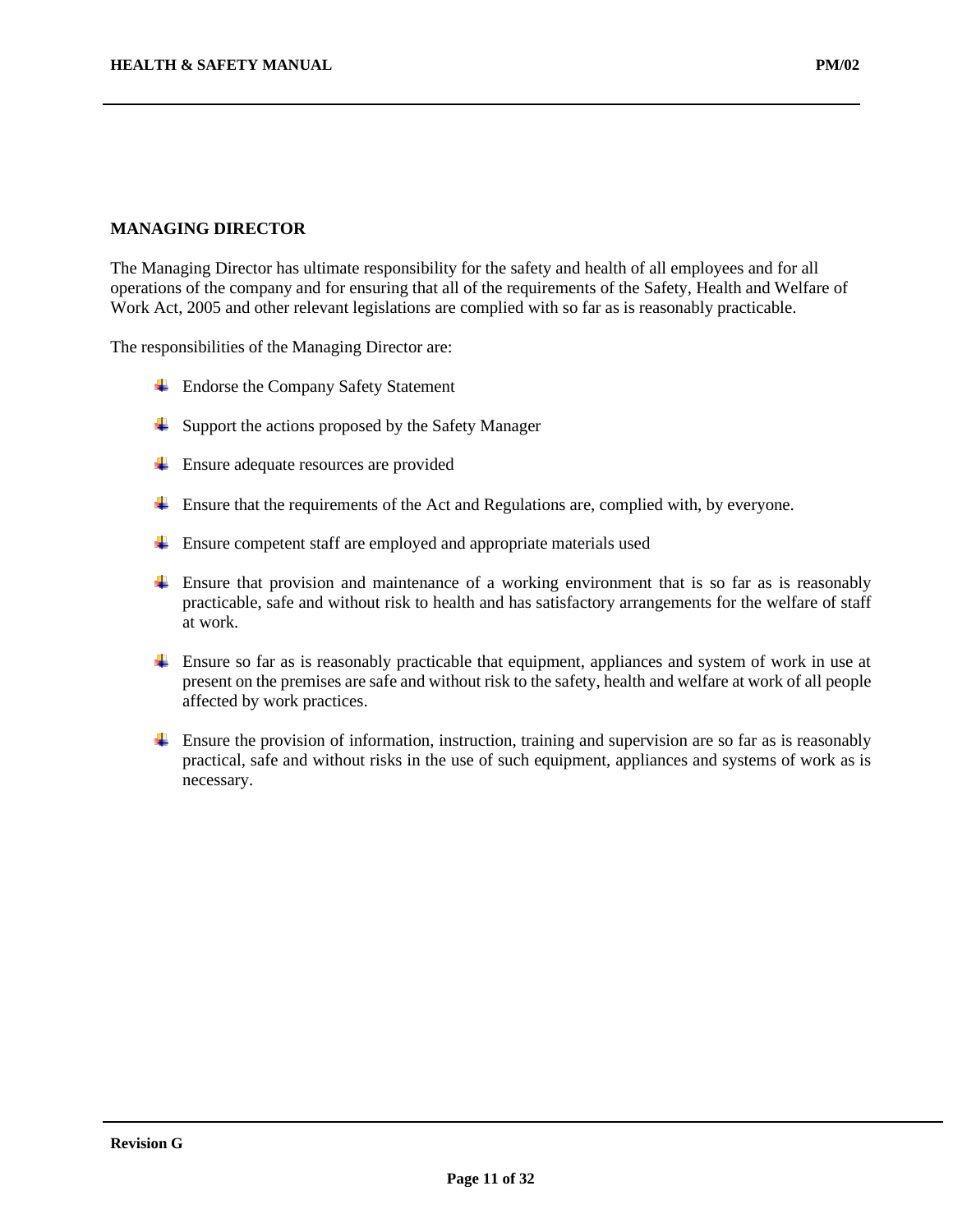## MANAGING DIRECTOR

The Managing Director has ultimate responsibility for the safety and health of all employees and for all operations of the company and for ensuring that all of the requirements of the Safety, Health and Welfare of Work Act, 2005 and other relevant legislations are complied with so far as is reasonably practicable.

The responsibilities of the Managing Director are:

- Endorse the Company Safety Statement
- Support the actions proposed by the Safety Manager
- Ensure adequate resources are provided
- Ensure that the requirements of the Act and Regulations are, complied with, by everyone.
- Ensure competent staff are employed and appropriate materials used
- Ensure that provision and maintenance of a working environment that is so far as is reasonably practicable, safe and without risk to health and has satisfactory arrangements for the welfare of staff at work.
- Ensure so far as is reasonably practicable that equipment, appliances and system of work in use at present on the premises are safe and without risk to the safety, health and welfare at work of all people affected by work practices.
- Ensure the provision of information, instruction, training and supervision are so far as is reasonably practical, safe and without risks in the use of such equipment, appliances and systems of work as is necessary.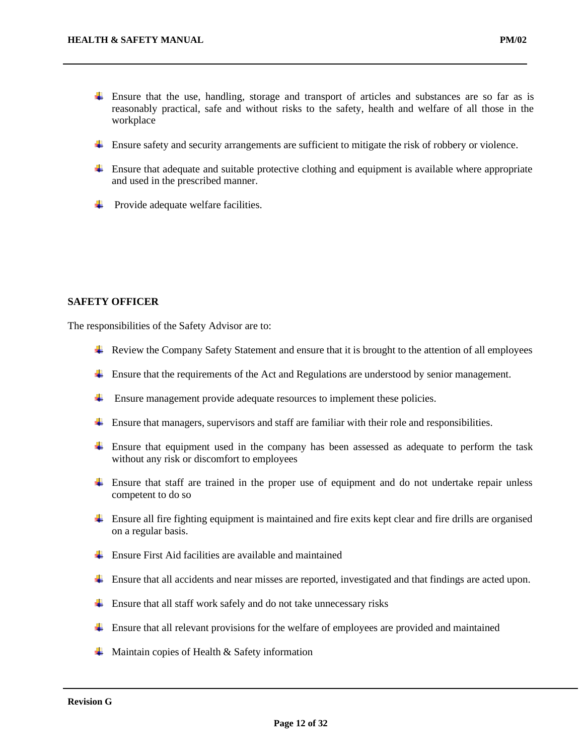- Ensure that the use, handling, storage and transport of articles and substances are so far as is reasonably practical, safe and without risks to the safety, health and welfare of all those in the workplace

- Ensure safety and security arrangements are sufficient to mitigate the risk of robbery or violence.

- Ensure that adequate and suitable protective clothing and equipment is available where appropriate and used in the prescribed manner.

- Provide adequate welfare facilities.

**SAFETY OFFICER**

The responsibilities of the Safety Advisor are to:

- Review the Company Safety Statement and ensure that it is brought to the attention of all employees

- Ensure that the requirements of the Act and Regulations are understood by senior management.

- Ensure management provide adequate resources to implement these policies.

- Ensure that managers, supervisors and staff are familiar with their role and responsibilities.

- Ensure that equipment used in the company has been assessed as adequate to perform the task without any risk or discomfort to employees

- Ensure that staff are trained in the proper use of equipment and do not undertake repair unless competent to do so

- Ensure all fire fighting equipment is maintained and fire exits kept clear and fire drills are organised on a regular basis.

- Ensure First Aid facilities are available and maintained

- Ensure that all accidents and near misses are reported, investigated and that findings are acted upon.

- Ensure that all staff work safely and do not take unnecessary risks

- Ensure that all relevant provisions for the welfare of employees are provided and maintained

- Maintain copies of Health & Safety information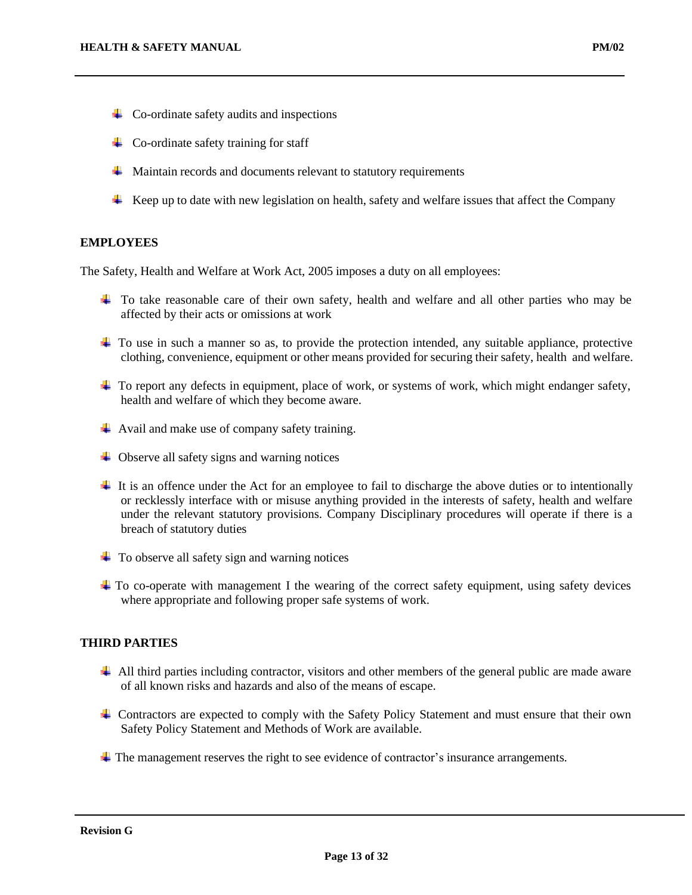- Co-ordinate safety audits and inspections
- Co-ordinate safety training for staff
- Maintain records and documents relevant to statutory requirements
- Keep up to date with new legislation on health, safety and welfare issues that affect the Company

**EMPLOYEES**

The Safety, Health and Welfare at Work Act, 2005 imposes a duty on all employees:

- To take reasonable care of their own safety, health and welfare and all other parties who may be affected by their acts or omissions at work
- To use in such a manner so as, to provide the protection intended, any suitable appliance, protective clothing, convenience, equipment or other means provided for securing their safety, health and welfare.
- To report any defects in equipment, place of work, or systems of work, which might endanger safety, health and welfare of which they become aware.
- Avail and make use of company safety training.
- Observe all safety signs and warning notices
- It is an offence under the Act for an employee to fail to discharge the above duties or to intentionally or recklessly interface with or misuse anything provided in the interests of safety, health and welfare under the relevant statutory provisions. Company Disciplinary procedures will operate if there is a breach of statutory duties
- To observe all safety sign and warning notices
- To co-operate with management I the wearing of the correct safety equipment, using safety devices where appropriate and following proper safe systems of work.

**THIRD PARTIES**

- All third parties including contractor, visitors and other members of the general public are made aware of all known risks and hazards and also of the means of escape.
- Contractors are expected to comply with the Safety Policy Statement and must ensure that their own Safety Policy Statement and Methods of Work are available.
- The management reserves the right to see evidence of contractor's insurance arrangements.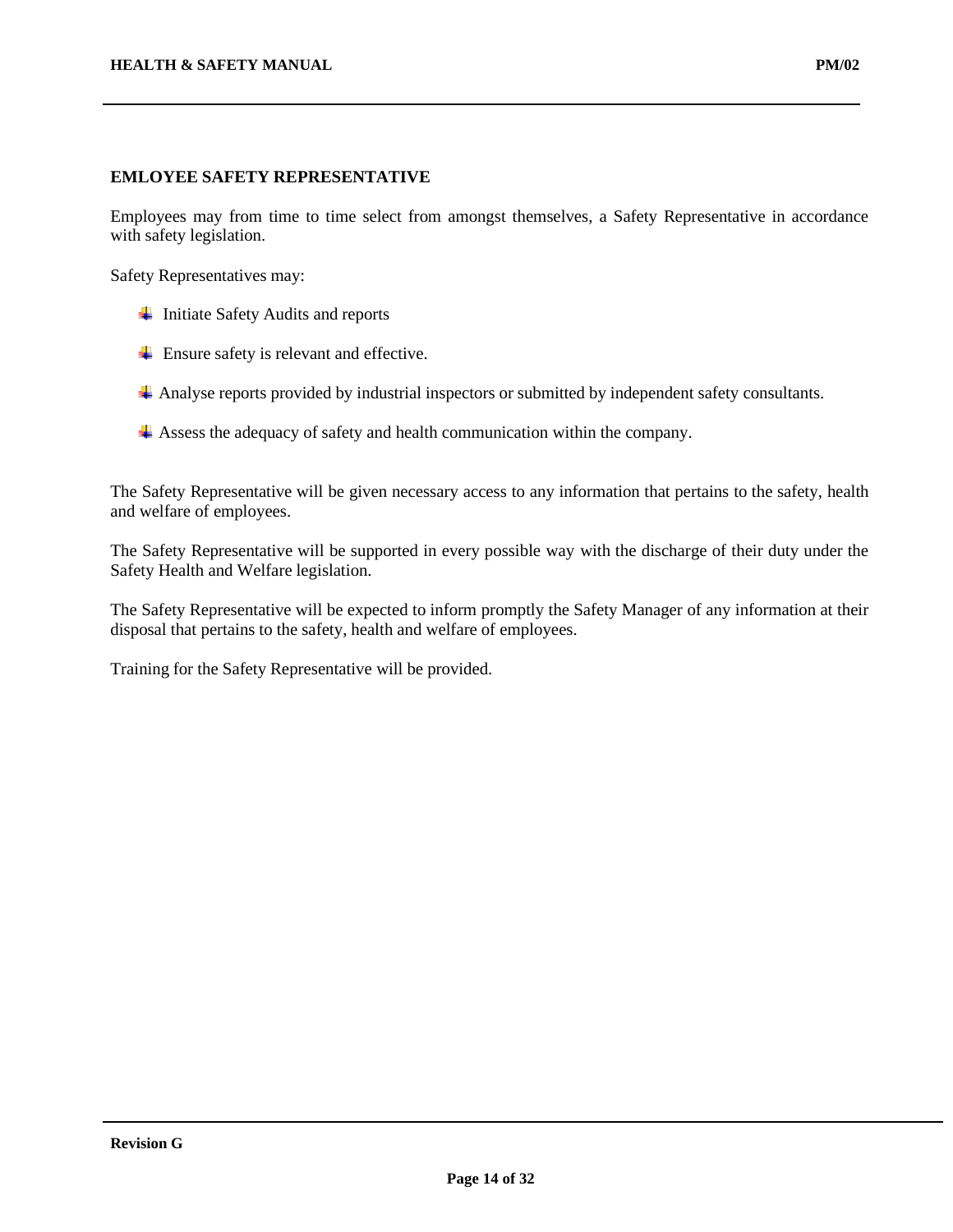## EMLOYEE SAFETY REPRESENTATIVE

Employees may from time to time select from amongst themselves, a Safety Representative in accordance with safety legislation.

Safety Representatives may:

- Initiate Safety Audits and reports
- Ensure safety is relevant and effective.
- Analyse reports provided by industrial inspectors or submitted by independent safety consultants.
- Assess the adequacy of safety and health communication within the company.

The Safety Representative will be given necessary access to any information that pertains to the safety, health and welfare of employees.

The Safety Representative will be supported in every possible way with the discharge of their duty under the Safety Health and Welfare legislation.

The Safety Representative will be expected to inform promptly the Safety Manager of any information at their disposal that pertains to the safety, health and welfare of employees.

Training for the Safety Representative will be provided.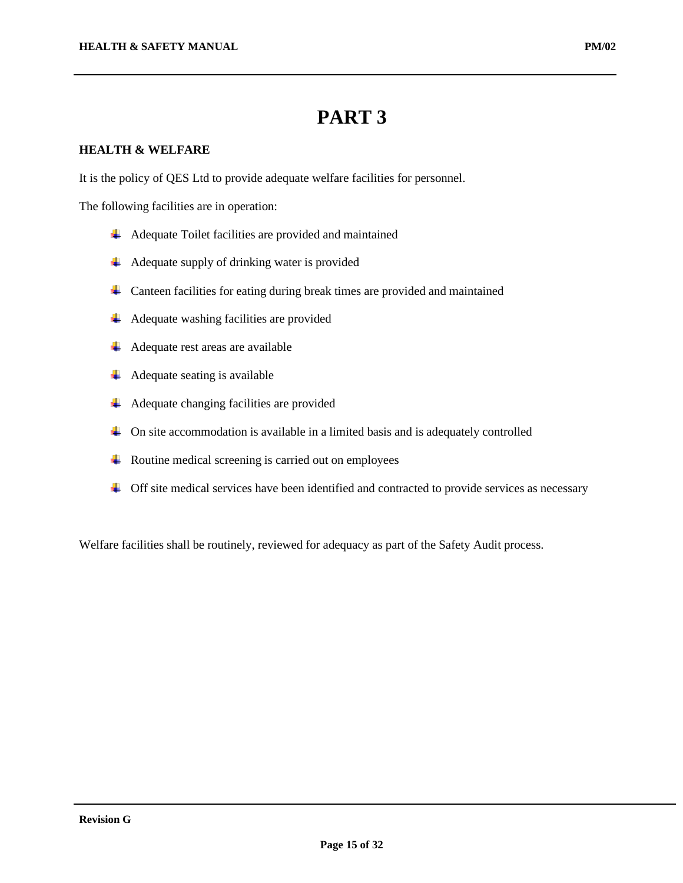# PART 3

**HEALTH & WELFARE**

It is the policy of QES Ltd to provide adequate welfare facilities for personnel.

The following facilities are in operation:

- Adequate Toilet facilities are provided and maintained
- Adequate supply of drinking water is provided
- Canteen facilities for eating during break times are provided and maintained
- Adequate washing facilities are provided
- Adequate rest areas are available
- Adequate seating is available
- Adequate changing facilities are provided
- On site accommodation is available in a limited basis and is adequately controlled
- Routine medical screening is carried out on employees
- Off site medical services have been identified and contracted to provide services as necessary

Welfare facilities shall be routinely, reviewed for adequacy as part of the Safety Audit process.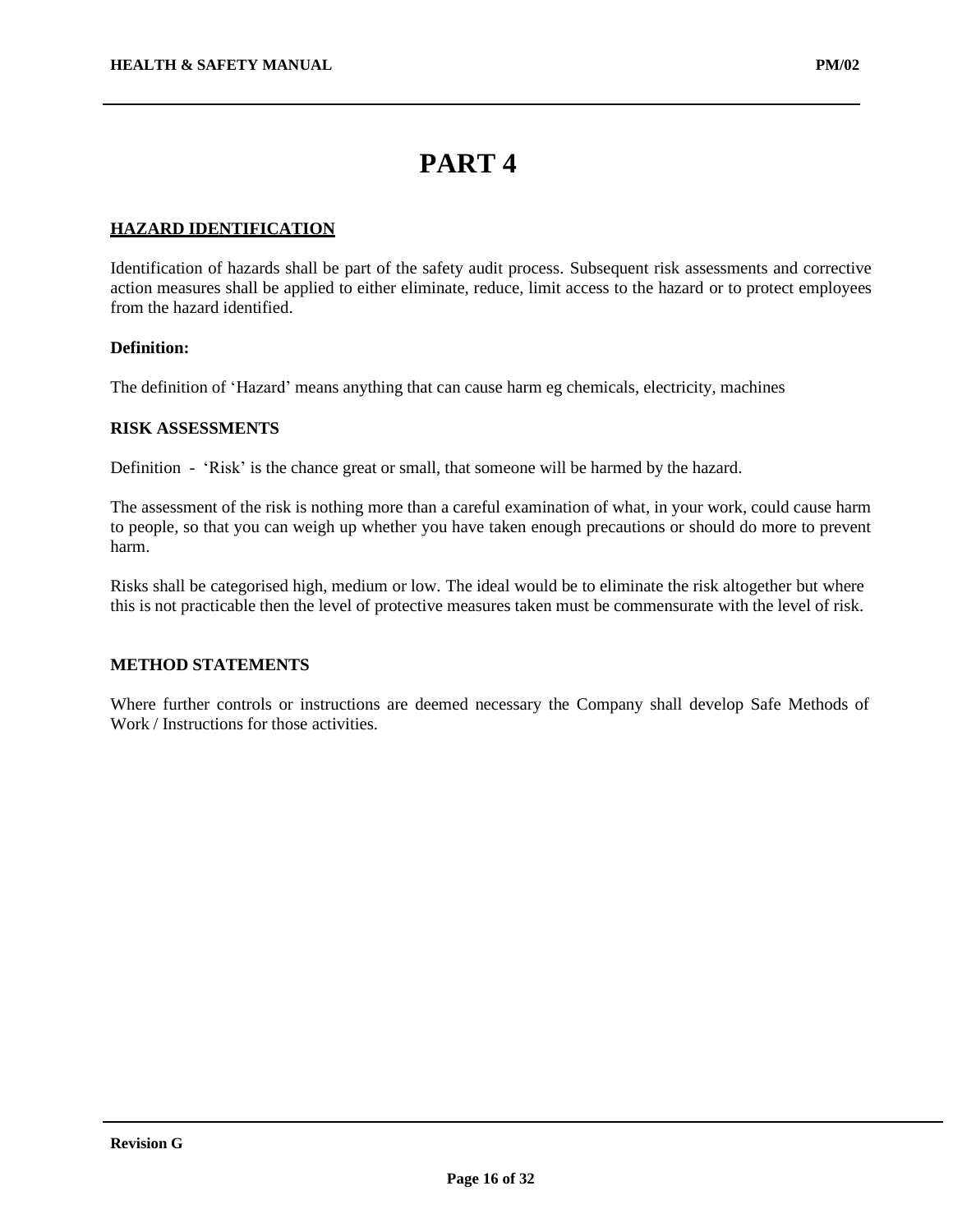# PART 4

## <u>HAZARD IDENTIFICATION</u>

Identification of hazards shall be part of the safety audit process. Subsequent risk assessments and corrective action measures shall be applied to either eliminate, reduce, limit access to the hazard or to protect employees from the hazard identified.

**Definition:**

The definition of 'Hazard' means anything that can cause harm eg chemicals, electricity, machines

### RISK ASSESSMENTS

Definition - 'Risk' is the chance great or small, that someone will be harmed by the hazard.

The assessment of the risk is nothing more than a careful examination of what, in your work, could cause harm to people, so that you can weigh up whether you have taken enough precautions or should do more to prevent harm.

Risks shall be categorised high, medium or low. The ideal would be to eliminate the risk altogether but where this is not practicable then the level of protective measures taken must be commensurate with the level of risk.

### METHOD STATEMENTS

Where further controls or instructions are deemed necessary the Company shall develop Safe Methods of Work / Instructions for those activities.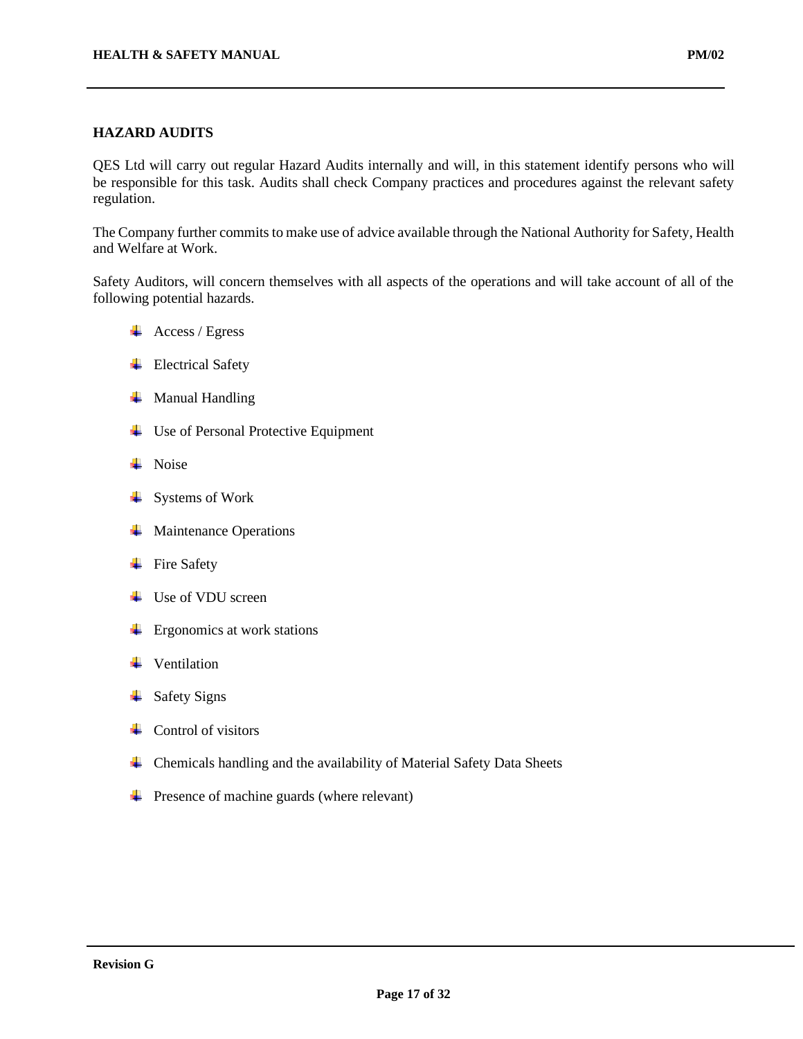## HAZARD AUDITS

QES Ltd will carry out regular Hazard Audits internally and will, in this statement identify persons who will be responsible for this task. Audits shall check Company practices and procedures against the relevant safety regulation.

The Company further commits to make use of advice available through the National Authority for Safety, Health and Welfare at Work.

Safety Auditors, will concern themselves with all aspects of the operations and will take account of all of the following potential hazards.

- Access / Egress
- Electrical Safety
- Manual Handling
- Use of Personal Protective Equipment
- Noise
- Systems of Work
- Maintenance Operations
- Fire Safety
- Use of VDU screen
- Ergonomics at work stations
- Ventilation
- Safety Signs
- Control of visitors
- Chemicals handling and the availability of Material Safety Data Sheets
- Presence of machine guards (where relevant)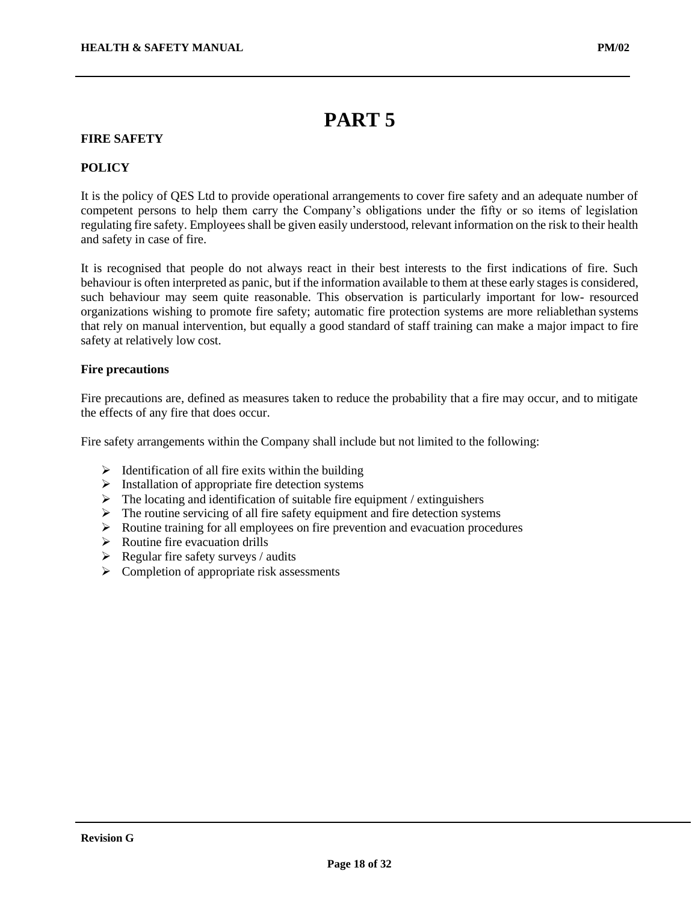# PART 5

**FIRE SAFETY**

**POLICY**

It is the policy of QES Ltd to provide operational arrangements to cover fire safety and an adequate number of competent persons to help them carry the Company's obligations under the fifty or so items of legislation regulating fire safety. Employees shall be given easily understood, relevant information on the risk to their health and safety in case of fire.

It is recognised that people do not always react in their best interests to the first indications of fire. Such behaviour is often interpreted as panic, but if the information available to them at these early stages is considered, such behaviour may seem quite reasonable. This observation is particularly important for low- resourced organizations wishing to promote fire safety; automatic fire protection systems are more reliablethan systems that rely on manual intervention, but equally a good standard of staff training can make a major impact to fire safety at relatively low cost.

**Fire precautions**

Fire precautions are, defined as measures taken to reduce the probability that a fire may occur, and to mitigate the effects of any fire that does occur.

Fire safety arrangements within the Company shall include but not limited to the following:

- Identification of all fire exits within the building
- Installation of appropriate fire detection systems
- The locating and identification of suitable fire equipment / extinguishers
- The routine servicing of all fire safety equipment and fire detection systems
- Routine training for all employees on fire prevention and evacuation procedures
- Routine fire evacuation drills
- Regular fire safety surveys / audits
- Completion of appropriate risk assessments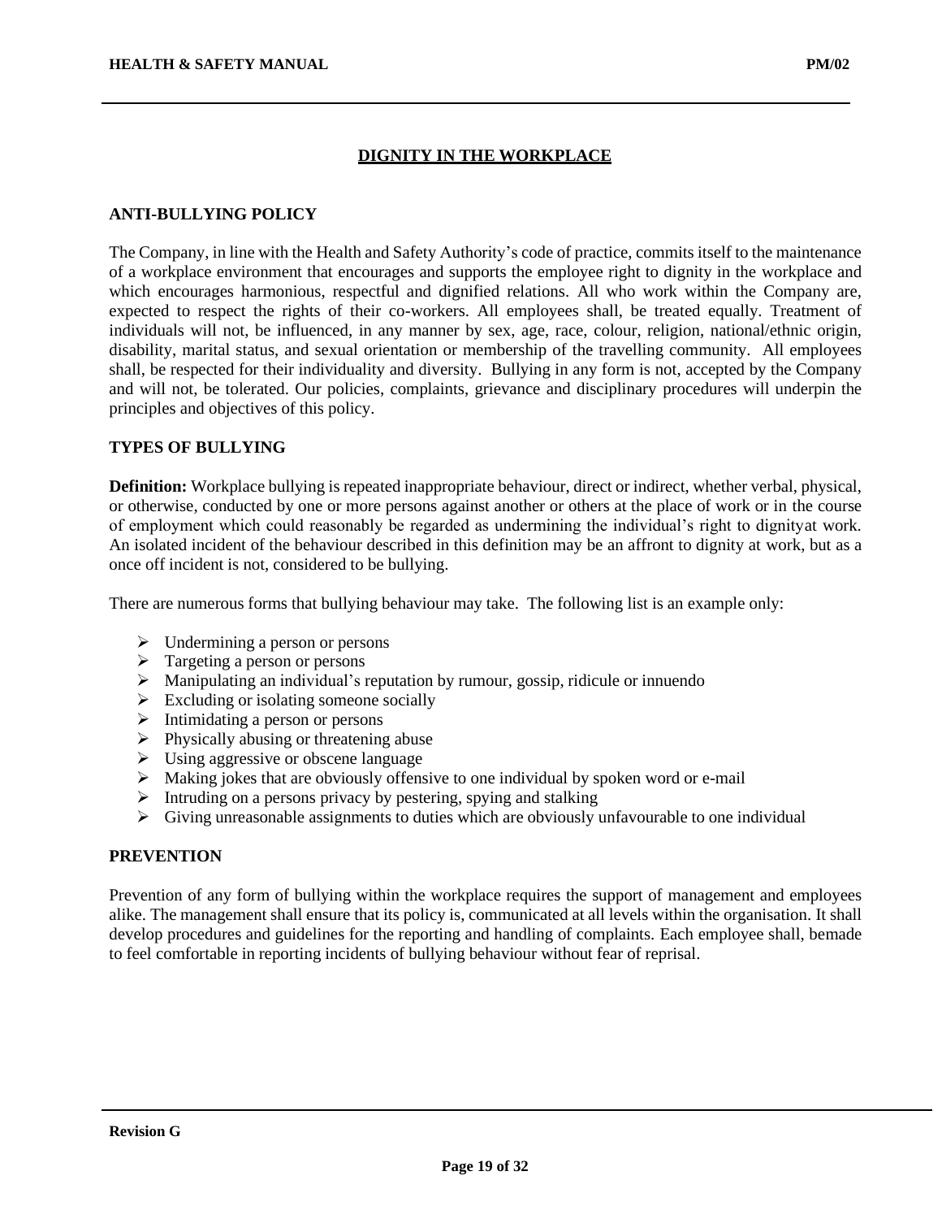## DIGNITY IN THE WORKPLACE

### ANTI-BULLYING POLICY

The Company, in line with the Health and Safety Authority's code of practice, commits itself to the maintenance of a workplace environment that encourages and supports the employee right to dignity in the workplace and which encourages harmonious, respectful and dignified relations. All who work within the Company are, expected to respect the rights of their co-workers. All employees shall, be treated equally. Treatment of individuals will not, be influenced, in any manner by sex, age, race, colour, religion, national/ethnic origin, disability, marital status, and sexual orientation or membership of the travelling community. All employees shall, be respected for their individuality and diversity. Bullying in any form is not, accepted by the Company and will not, be tolerated. Our policies, complaints, grievance and disciplinary procedures will underpin the principles and objectives of this policy.

### TYPES OF BULLYING

**Definition:** Workplace bullying is repeated inappropriate behaviour, direct or indirect, whether verbal, physical, or otherwise, conducted by one or more persons against another or others at the place of work or in the course of employment which could reasonably be regarded as undermining the individual's right to dignityat work. An isolated incident of the behaviour described in this definition may be an affront to dignity at work, but as a once off incident is not, considered to be bullying.

There are numerous forms that bullying behaviour may take. The following list is an example only:

- Undermining a person or persons
- Targeting a person or persons
- Manipulating an individual's reputation by rumour, gossip, ridicule or innuendo
- Excluding or isolating someone socially
- Intimidating a person or persons
- Physically abusing or threatening abuse
- Using aggressive or obscene language
- Making jokes that are obviously offensive to one individual by spoken word or e-mail
- Intruding on a persons privacy by pestering, spying and stalking
- Giving unreasonable assignments to duties which are obviously unfavourable to one individual

### PREVENTION

Prevention of any form of bullying within the workplace requires the support of management and employees alike. The management shall ensure that its policy is, communicated at all levels within the organisation. It shall develop procedures and guidelines for the reporting and handling of complaints. Each employee shall, bemade to feel comfortable in reporting incidents of bullying behaviour without fear of reprisal.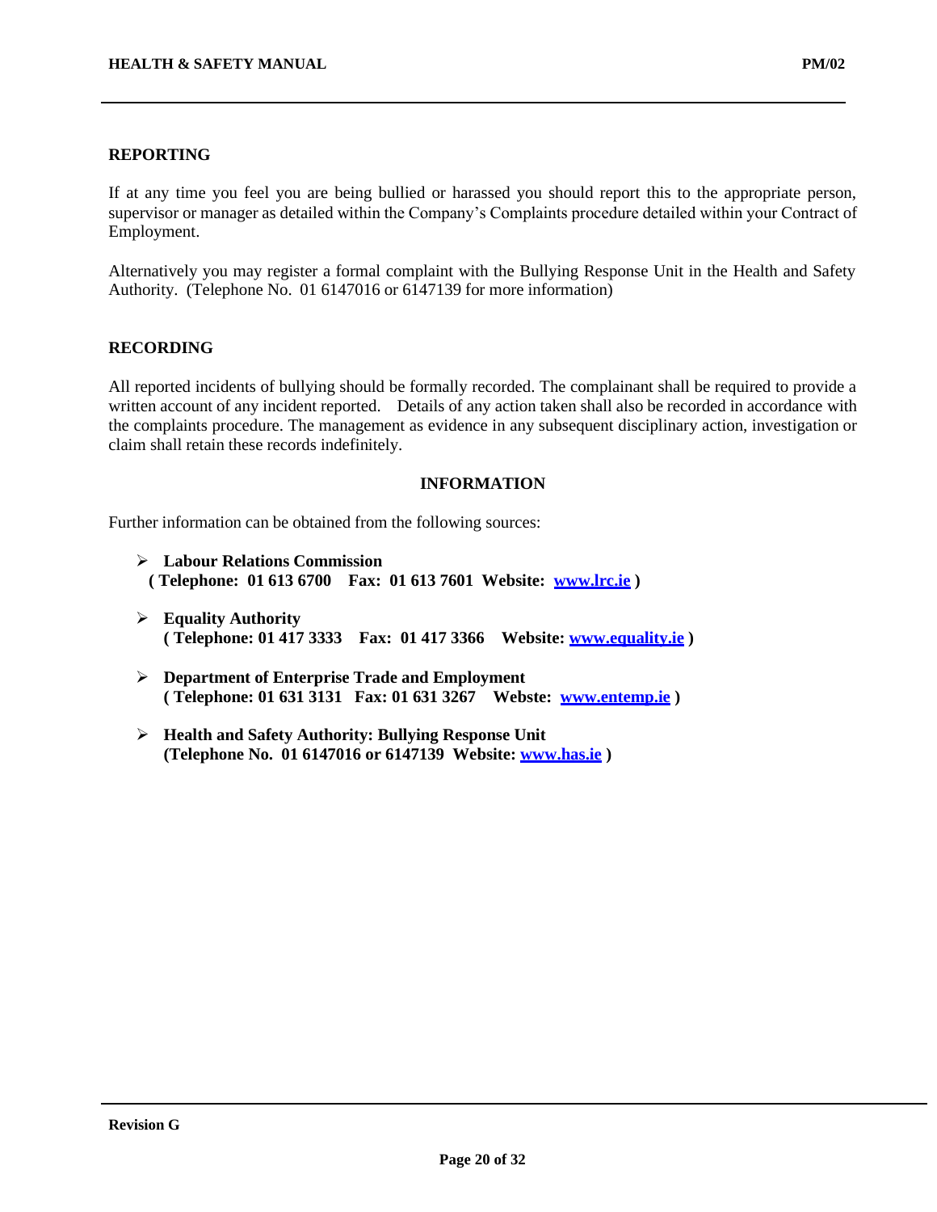## REPORTING

If at any time you feel you are being bullied or harassed you should report this to the appropriate person, supervisor or manager as detailed within the Company's Complaints procedure detailed within your Contract of Employment.

Alternatively you may register a formal complaint with the Bullying Response Unit in the Health and Safety Authority. (Telephone No. 01 6147016 or 6147139 for more information)

## RECORDING

All reported incidents of bullying should be formally recorded. The complainant shall be required to provide a written account of any incident reported. Details of any action taken shall also be recorded in accordance with the complaints procedure. The management as evidence in any subsequent disciplinary action, investigation or claim shall retain these records indefinitely.

## INFORMATION

Further information can be obtained from the following sources:

- **Labour Relations Commission**
  **( Telephone: 01 613 6700 Fax: 01 613 7601 Website: www.lrc.ie )**

- **Equality Authority**
  **( Telephone: 01 417 3333 Fax: 01 417 3366 Website: www.equality.ie )**

- **Department of Enterprise Trade and Employment**
  **( Telephone: 01 631 3131 Fax: 01 631 3267 Webste: www.entemp.ie )**

- **Health and Safety Authority: Bullying Response Unit**
  **(Telephone No. 01 6147016 or 6147139 Website: www.has.ie )**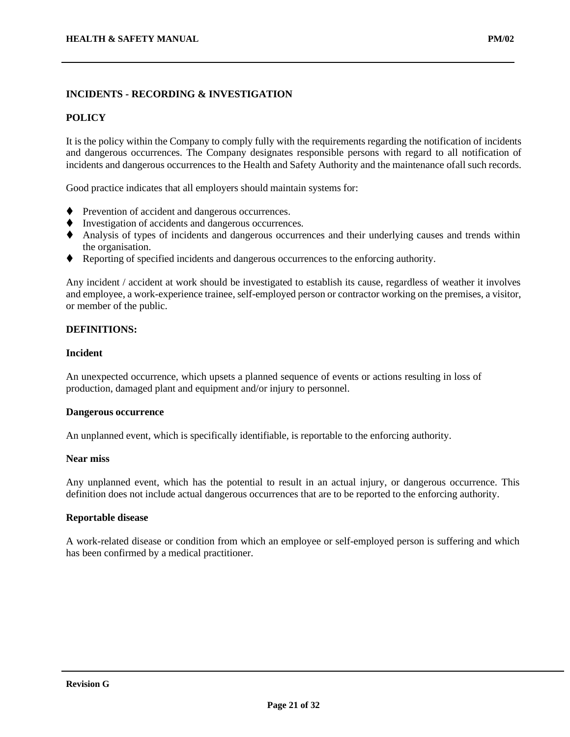## INCIDENTS - RECORDING & INVESTIGATION

### POLICY

It is the policy within the Company to comply fully with the requirements regarding the notification of incidents and dangerous occurrences. The Company designates responsible persons with regard to all notification of incidents and dangerous occurrences to the Health and Safety Authority and the maintenance ofall such records.

Good practice indicates that all employers should maintain systems for:

- Prevention of accident and dangerous occurrences.
- Investigation of accidents and dangerous occurrences.
- Analysis of types of incidents and dangerous occurrences and their underlying causes and trends within the organisation.
- Reporting of specified incidents and dangerous occurrences to the enforcing authority.

Any incident / accident at work should be investigated to establish its cause, regardless of weather it involves and employee, a work-experience trainee, self-employed person or contractor working on the premises, a visitor, or member of the public.

### DEFINITIONS:

**Incident**

An unexpected occurrence, which upsets a planned sequence of events or actions resulting in loss of production, damaged plant and equipment and/or injury to personnel.

**Dangerous occurrence**

An unplanned event, which is specifically identifiable, is reportable to the enforcing authority.

**Near miss**

Any unplanned event, which has the potential to result in an actual injury, or dangerous occurrence. This definition does not include actual dangerous occurrences that are to be reported to the enforcing authority.

**Reportable disease**

A work-related disease or condition from which an employee or self-employed person is suffering and which has been confirmed by a medical practitioner.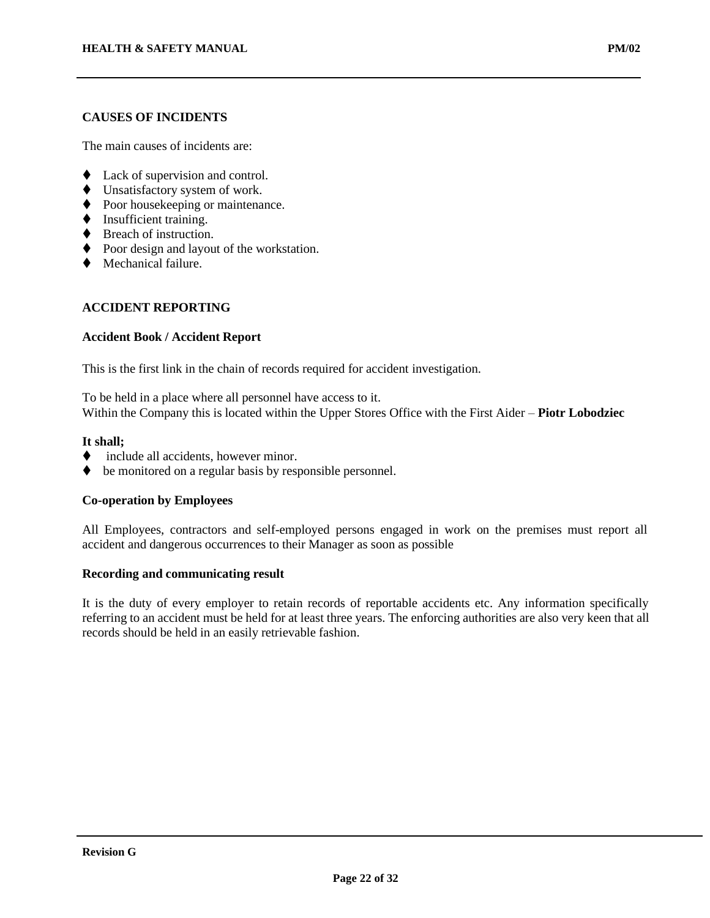## CAUSES OF INCIDENTS

The main causes of incidents are:

- Lack of supervision and control.
- Unsatisfactory system of work.
- Poor housekeeping or maintenance.
- Insufficient training.
- Breach of instruction.
- Poor design and layout of the workstation.
- Mechanical failure.

## ACCIDENT REPORTING

### Accident Book / Accident Report

This is the first link in the chain of records required for accident investigation.

To be held in a place where all personnel have access to it.
Within the Company this is located within the Upper Stores Office with the First Aider – **Piotr Lobodziec**

**It shall;**

- include all accidents, however minor.
- be monitored on a regular basis by responsible personnel.

### Co-operation by Employees

All Employees, contractors and self-employed persons engaged in work on the premises must report all accident and dangerous occurrences to their Manager as soon as possible

### Recording and communicating result

It is the duty of every employer to retain records of reportable accidents etc. Any information specifically referring to an accident must be held for at least three years. The enforcing authorities are also very keen that all records should be held in an easily retrievable fashion.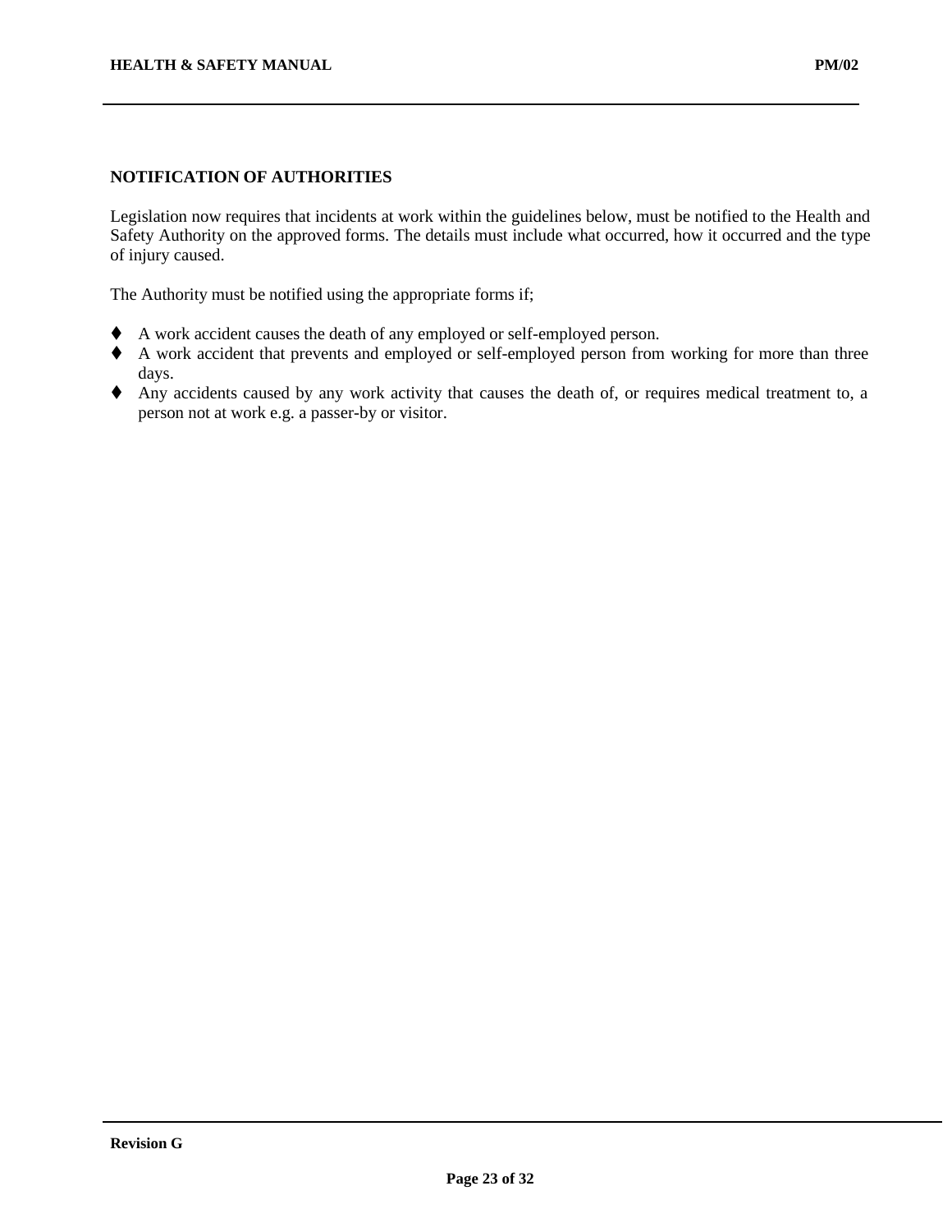## NOTIFICATION OF AUTHORITIES

Legislation now requires that incidents at work within the guidelines below, must be notified to the Health and Safety Authority on the approved forms. The details must include what occurred, how it occurred and the type of injury caused.

The Authority must be notified using the appropriate forms if;

- A work accident causes the death of any employed or self-employed person.
- A work accident that prevents and employed or self-employed person from working for more than three days.
- Any accidents caused by any work activity that causes the death of, or requires medical treatment to, a person not at work e.g. a passer-by or visitor.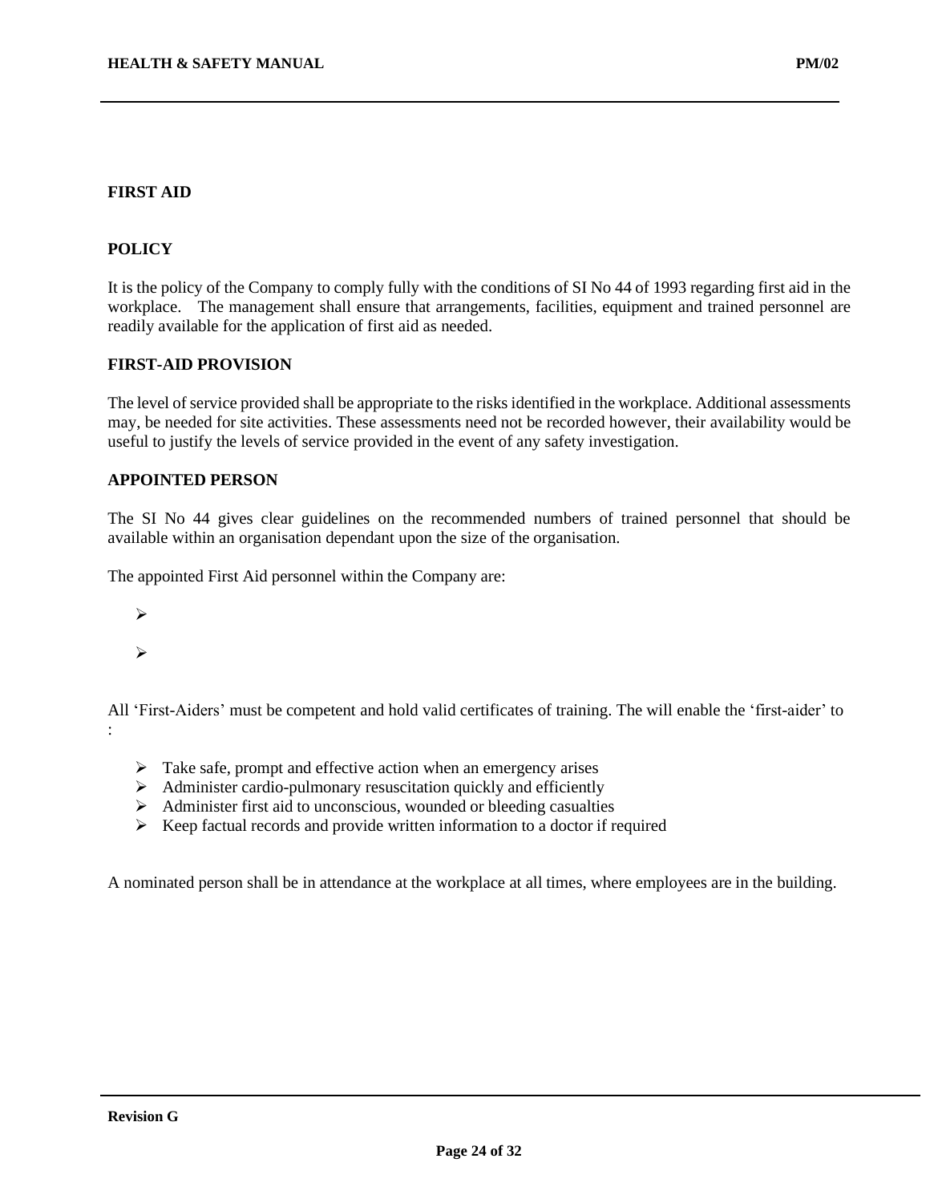## FIRST AID

### POLICY

It is the policy of the Company to comply fully with the conditions of SI No 44 of 1993 regarding first aid in the workplace. The management shall ensure that arrangements, facilities, equipment and trained personnel are readily available for the application of first aid as needed.

### FIRST-AID PROVISION

The level of service provided shall be appropriate to the risks identified in the workplace. Additional assessments may, be needed for site activities. These assessments need not be recorded however, their availability would be useful to justify the levels of service provided in the event of any safety investigation.

### APPOINTED PERSON

The SI No 44 gives clear guidelines on the recommended numbers of trained personnel that should be available within an organisation dependant upon the size of the organisation.

The appointed First Aid personnel within the Company are:

- 
- 

All 'First-Aiders' must be competent and hold valid certificates of training. The will enable the 'first-aider' to :

- Take safe, prompt and effective action when an emergency arises
- Administer cardio-pulmonary resuscitation quickly and efficiently
- Administer first aid to unconscious, wounded or bleeding casualties
- Keep factual records and provide written information to a doctor if required

A nominated person shall be in attendance at the workplace at all times, where employees are in the building.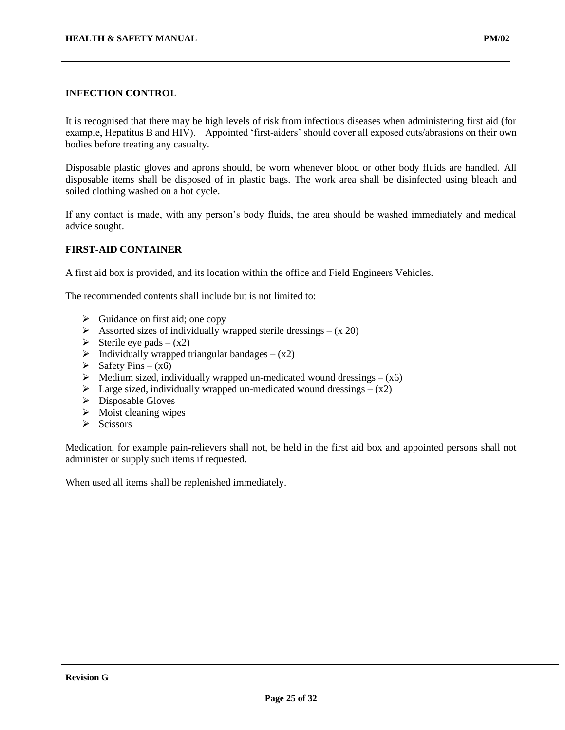## INFECTION CONTROL

It is recognised that there may be high levels of risk from infectious diseases when administering first aid (for example, Hepatitus B and HIV). Appointed 'first-aiders' should cover all exposed cuts/abrasions on their own bodies before treating any casualty.

Disposable plastic gloves and aprons should, be worn whenever blood or other body fluids are handled. All disposable items shall be disposed of in plastic bags. The work area shall be disinfected using bleach and soiled clothing washed on a hot cycle.

If any contact is made, with any person's body fluids, the area should be washed immediately and medical advice sought.

## FIRST-AID CONTAINER

A first aid box is provided, and its location within the office and Field Engineers Vehicles.

The recommended contents shall include but is not limited to:

- Guidance on first aid; one copy
- Assorted sizes of individually wrapped sterile dressings – (x 20)
- Sterile eye pads – (x2)
- Individually wrapped triangular bandages – (x2)
- Safety Pins – (x6)
- Medium sized, individually wrapped un-medicated wound dressings – (x6)
- Large sized, individually wrapped un-medicated wound dressings – (x2)
- Disposable Gloves
- Moist cleaning wipes
- Scissors

Medication, for example pain-relievers shall not, be held in the first aid box and appointed persons shall not administer or supply such items if requested.

When used all items shall be replenished immediately.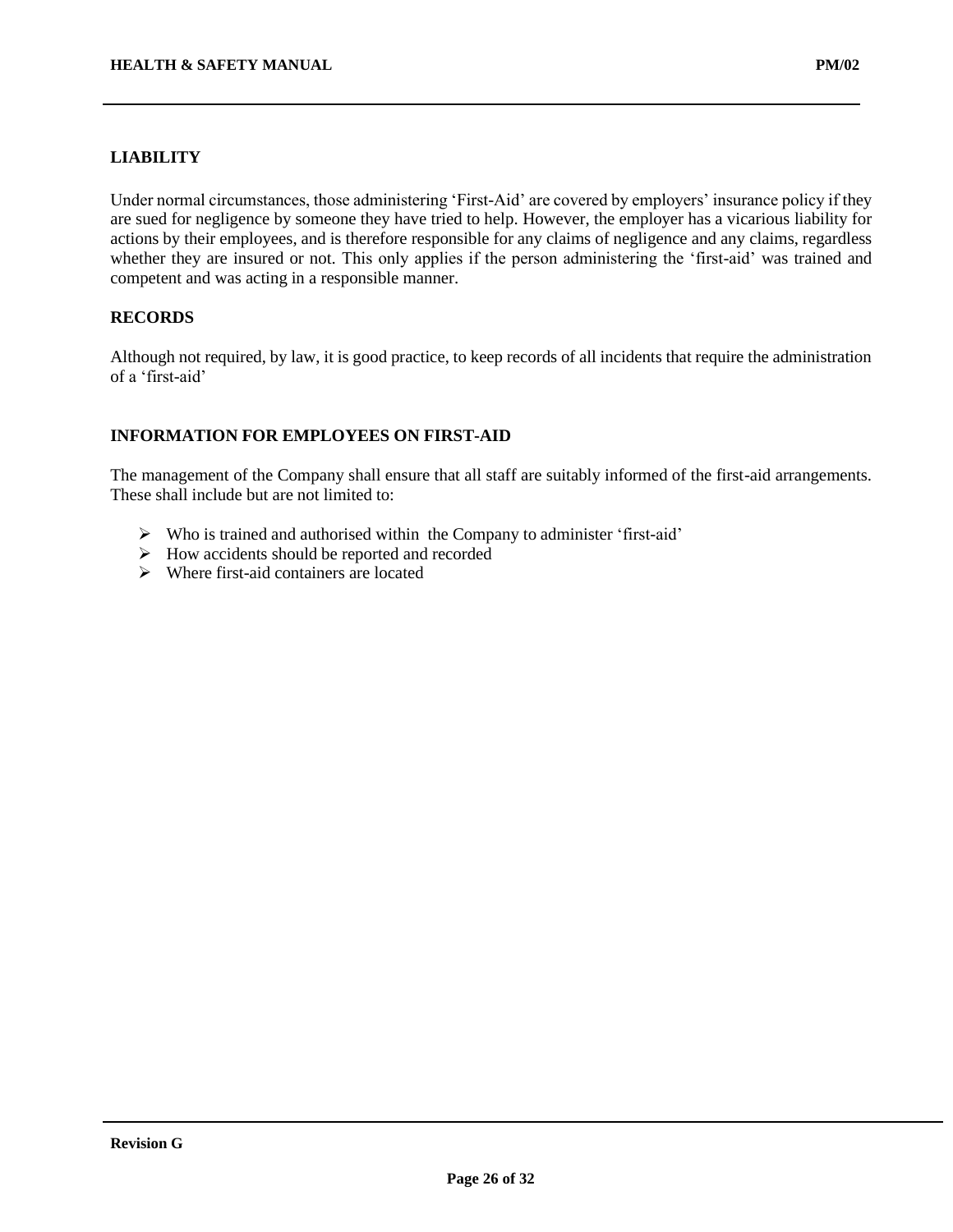## LIABILITY

Under normal circumstances, those administering 'First-Aid' are covered by employers' insurance policy if they are sued for negligence by someone they have tried to help. However, the employer has a vicarious liability for actions by their employees, and is therefore responsible for any claims of negligence and any claims, regardless whether they are insured or not. This only applies if the person administering the 'first-aid' was trained and competent and was acting in a responsible manner.

## RECORDS

Although not required, by law, it is good practice, to keep records of all incidents that require the administration of a 'first-aid'

## INFORMATION FOR EMPLOYEES ON FIRST-AID

The management of the Company shall ensure that all staff are suitably informed of the first-aid arrangements. These shall include but are not limited to:

- Who is trained and authorised within the Company to administer 'first-aid'
- How accidents should be reported and recorded
- Where first-aid containers are located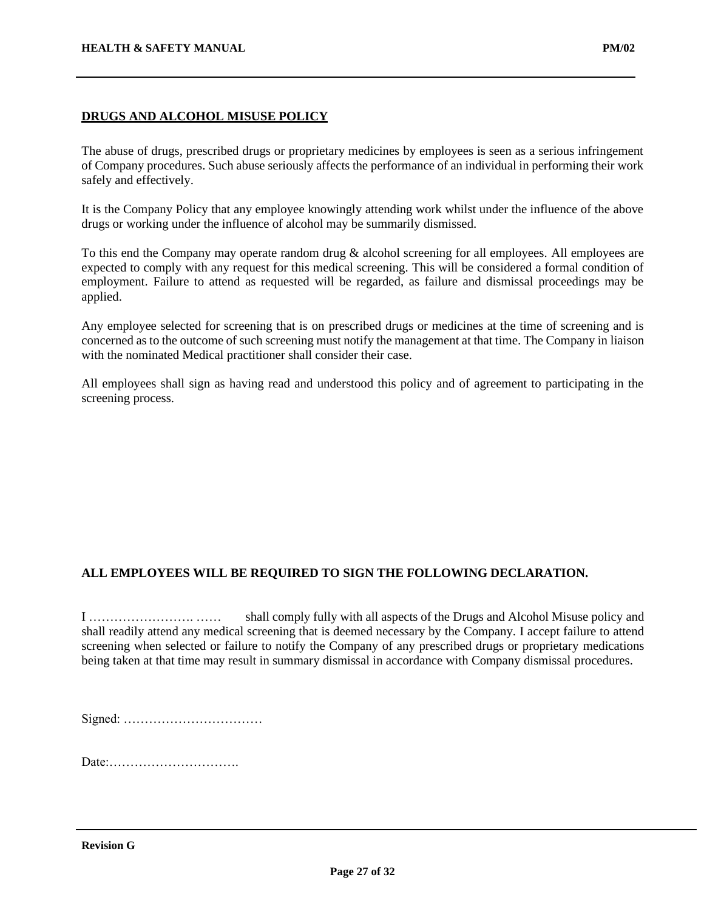## DRUGS AND ALCOHOL MISUSE POLICY

The abuse of drugs, prescribed drugs or proprietary medicines by employees is seen as a serious infringement of Company procedures. Such abuse seriously affects the performance of an individual in performing their work safely and effectively.

It is the Company Policy that any employee knowingly attending work whilst under the influence of the above drugs or working under the influence of alcohol may be summarily dismissed.

To this end the Company may operate random drug & alcohol screening for all employees. All employees are expected to comply with any request for this medical screening. This will be considered a formal condition of employment. Failure to attend as requested will be regarded, as failure and dismissal proceedings may be applied.

Any employee selected for screening that is on prescribed drugs or medicines at the time of screening and is concerned as to the outcome of such screening must notify the management at that time. The Company in liaison with the nominated Medical practitioner shall consider their case.

All employees shall sign as having read and understood this policy and of agreement to participating in the screening process.

**ALL EMPLOYEES WILL BE REQUIRED TO SIGN THE FOLLOWING DECLARATION.**

I ……………………. …… shall comply fully with all aspects of the Drugs and Alcohol Misuse policy and shall readily attend any medical screening that is deemed necessary by the Company. I accept failure to attend screening when selected or failure to notify the Company of any prescribed drugs or proprietary medications being taken at that time may result in summary dismissal in accordance with Company dismissal procedures.

Signed: ……………………………

Date:………………………….

**Revision G**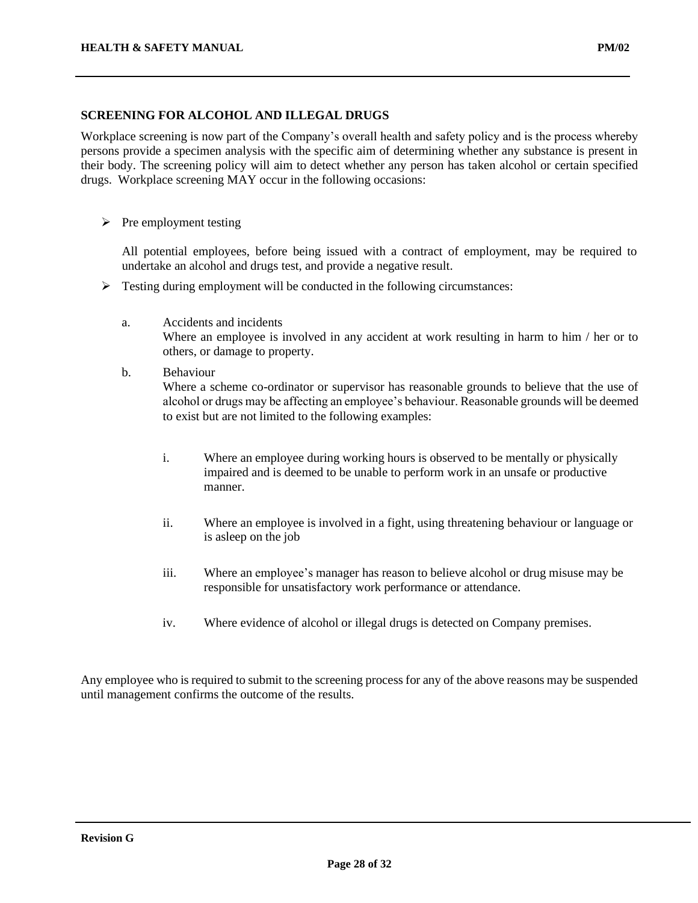## SCREENING FOR ALCOHOL AND ILLEGAL DRUGS

Workplace screening is now part of the Company's overall health and safety policy and is the process whereby persons provide a specimen analysis with the specific aim of determining whether any substance is present in their body. The screening policy will aim to detect whether any person has taken alcohol or certain specified drugs. Workplace screening MAY occur in the following occasions:

- Pre employment testing

  All potential employees, before being issued with a contract of employment, may be required to undertake an alcohol and drugs test, and provide a negative result.

- Testing during employment will be conducted in the following circumstances:

  a. Accidents and incidents
     Where an employee is involved in any accident at work resulting in harm to him / her or to others, or damage to property.

  b. Behaviour
     Where a scheme co-ordinator or supervisor has reasonable grounds to believe that the use of alcohol or drugs may be affecting an employee's behaviour. Reasonable grounds will be deemed to exist but are not limited to the following examples:

     i. Where an employee during working hours is observed to be mentally or physically impaired and is deemed to be unable to perform work in an unsafe or productive manner.

     ii. Where an employee is involved in a fight, using threatening behaviour or language or is asleep on the job

     iii. Where an employee's manager has reason to believe alcohol or drug misuse may be responsible for unsatisfactory work performance or attendance.

     iv. Where evidence of alcohol or illegal drugs is detected on Company premises.

Any employee who is required to submit to the screening process for any of the above reasons may be suspended until management confirms the outcome of the results.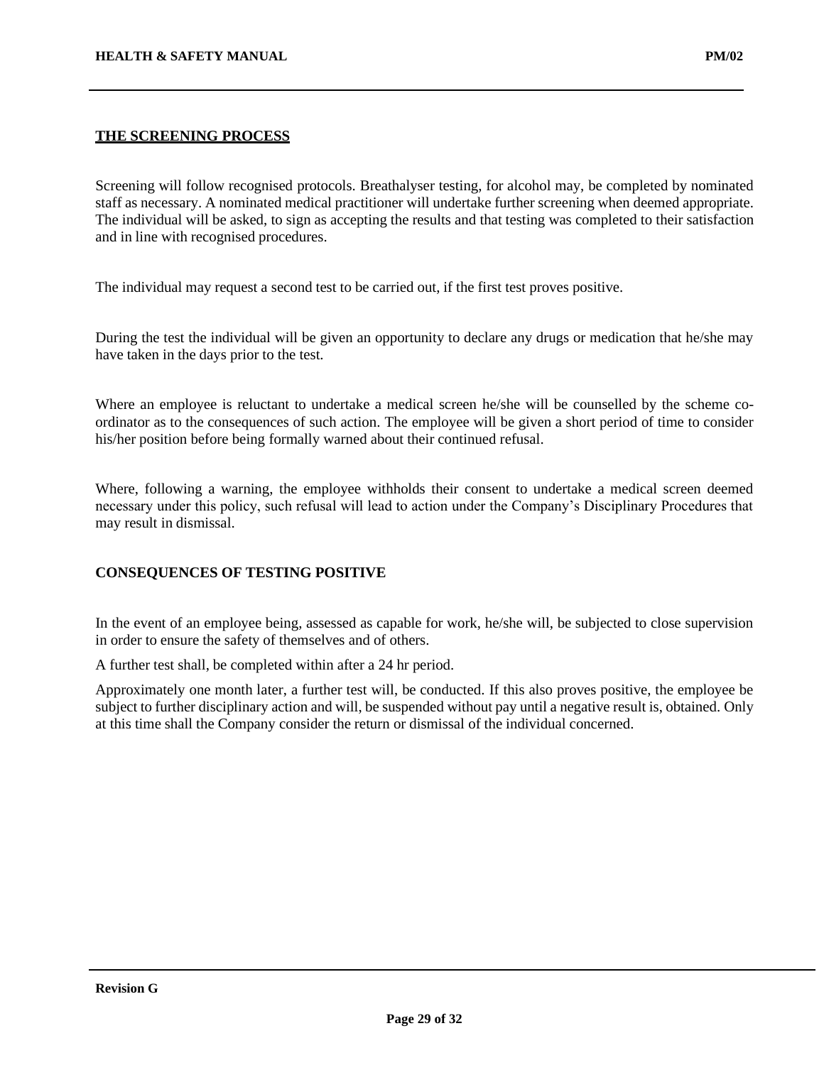## THE SCREENING PROCESS

Screening will follow recognised protocols. Breathalyser testing, for alcohol may, be completed by nominated staff as necessary. A nominated medical practitioner will undertake further screening when deemed appropriate. The individual will be asked, to sign as accepting the results and that testing was completed to their satisfaction and in line with recognised procedures.

The individual may request a second test to be carried out, if the first test proves positive.

During the test the individual will be given an opportunity to declare any drugs or medication that he/she may have taken in the days prior to the test.

Where an employee is reluctant to undertake a medical screen he/she will be counselled by the scheme co-ordinator as to the consequences of such action. The employee will be given a short period of time to consider his/her position before being formally warned about their continued refusal.

Where, following a warning, the employee withholds their consent to undertake a medical screen deemed necessary under this policy, such refusal will lead to action under the Company's Disciplinary Procedures that may result in dismissal.

## CONSEQUENCES OF TESTING POSITIVE

In the event of an employee being, assessed as capable for work, he/she will, be subjected to close supervision in order to ensure the safety of themselves and of others.

A further test shall, be completed within after a 24 hr period.

Approximately one month later, a further test will, be conducted. If this also proves positive, the employee be subject to further disciplinary action and will, be suspended without pay until a negative result is, obtained. Only at this time shall the Company consider the return or dismissal of the individual concerned.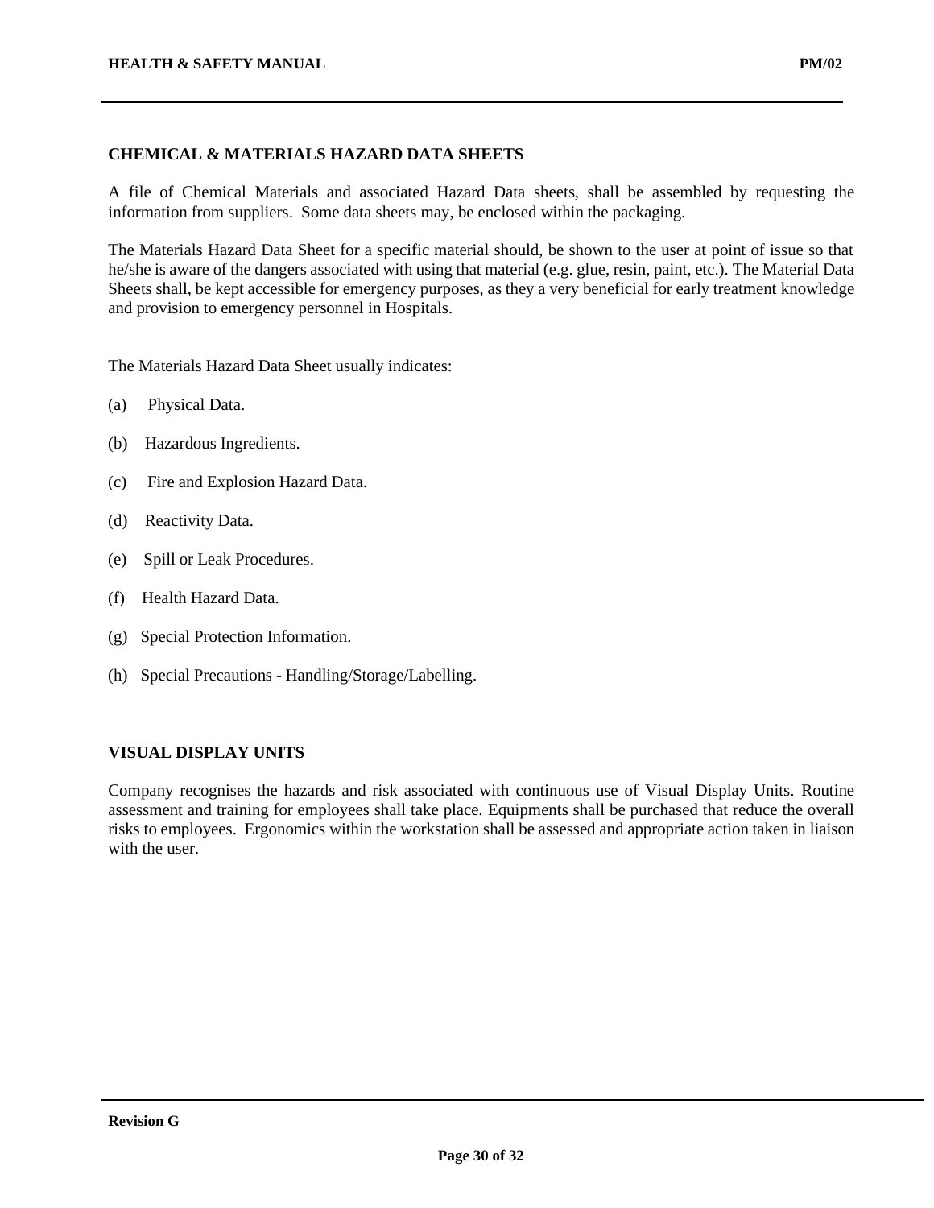## CHEMICAL & MATERIALS HAZARD DATA SHEETS

A file of Chemical Materials and associated Hazard Data sheets, shall be assembled by requesting the information from suppliers. Some data sheets may, be enclosed within the packaging.

The Materials Hazard Data Sheet for a specific material should, be shown to the user at point of issue so that he/she is aware of the dangers associated with using that material (e.g. glue, resin, paint, etc.). The Material Data Sheets shall, be kept accessible for emergency purposes, as they a very beneficial for early treatment knowledge and provision to emergency personnel in Hospitals.

The Materials Hazard Data Sheet usually indicates:

(a) Physical Data.

(b) Hazardous Ingredients.

(c) Fire and Explosion Hazard Data.

(d) Reactivity Data.

(e) Spill or Leak Procedures.

(f) Health Hazard Data.

(g) Special Protection Information.

(h) Special Precautions - Handling/Storage/Labelling.

## VISUAL DISPLAY UNITS

Company recognises the hazards and risk associated with continuous use of Visual Display Units. Routine assessment and training for employees shall take place. Equipments shall be purchased that reduce the overall risks to employees. Ergonomics within the workstation shall be assessed and appropriate action taken in liaison with the user.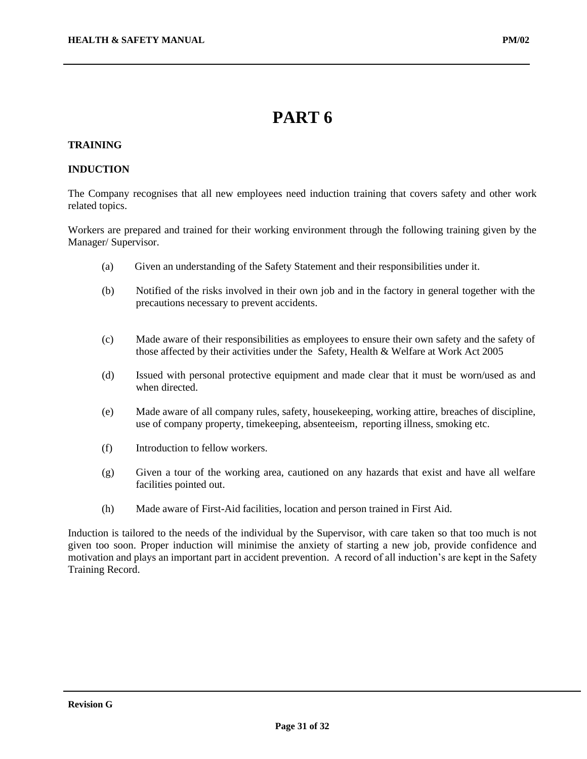# PART 6

**TRAINING**

**INDUCTION**

The Company recognises that all new employees need induction training that covers safety and other work related topics.

Workers are prepared and trained for their working environment through the following training given by the Manager/ Supervisor.

(a) Given an understanding of the Safety Statement and their responsibilities under it.

(b) Notified of the risks involved in their own job and in the factory in general together with the precautions necessary to prevent accidents.

(c) Made aware of their responsibilities as employees to ensure their own safety and the safety of those affected by their activities under the Safety, Health & Welfare at Work Act 2005

(d) Issued with personal protective equipment and made clear that it must be worn/used as and when directed.

(e) Made aware of all company rules, safety, housekeeping, working attire, breaches of discipline, use of company property, timekeeping, absenteeism, reporting illness, smoking etc.

(f) Introduction to fellow workers.

(g) Given a tour of the working area, cautioned on any hazards that exist and have all welfare facilities pointed out.

(h) Made aware of First-Aid facilities, location and person trained in First Aid.

Induction is tailored to the needs of the individual by the Supervisor, with care taken so that too much is not given too soon. Proper induction will minimise the anxiety of starting a new job, provide confidence and motivation and plays an important part in accident prevention. A record of all induction's are kept in the Safety Training Record.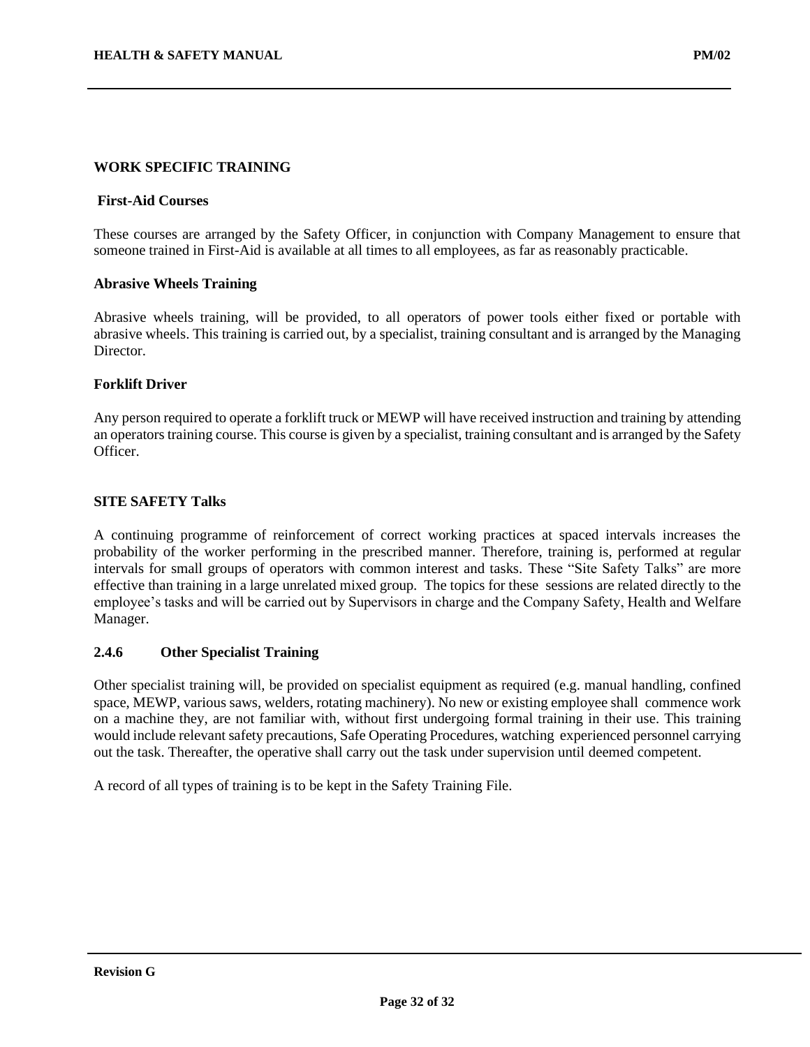## WORK SPECIFIC TRAINING

### First-Aid Courses

These courses are arranged by the Safety Officer, in conjunction with Company Management to ensure that someone trained in First-Aid is available at all times to all employees, as far as reasonably practicable.

### Abrasive Wheels Training

Abrasive wheels training, will be provided, to all operators of power tools either fixed or portable with abrasive wheels. This training is carried out, by a specialist, training consultant and is arranged by the Managing Director.

### Forklift Driver

Any person required to operate a forklift truck or MEWP will have received instruction and training by attending an operators training course. This course is given by a specialist, training consultant and is arranged by the Safety Officer.

### SITE SAFETY Talks

A continuing programme of reinforcement of correct working practices at spaced intervals increases the probability of the worker performing in the prescribed manner. Therefore, training is, performed at regular intervals for small groups of operators with common interest and tasks. These "Site Safety Talks" are more effective than training in a large unrelated mixed group. The topics for these sessions are related directly to the employee's tasks and will be carried out by Supervisors in charge and the Company Safety, Health and Welfare Manager.

### 2.4.6 Other Specialist Training

Other specialist training will, be provided on specialist equipment as required (e.g. manual handling, confined space, MEWP, various saws, welders, rotating machinery). No new or existing employee shall commence work on a machine they, are not familiar with, without first undergoing formal training in their use. This training would include relevant safety precautions, Safe Operating Procedures, watching experienced personnel carrying out the task. Thereafter, the operative shall carry out the task under supervision until deemed competent.

A record of all types of training is to be kept in the Safety Training File.